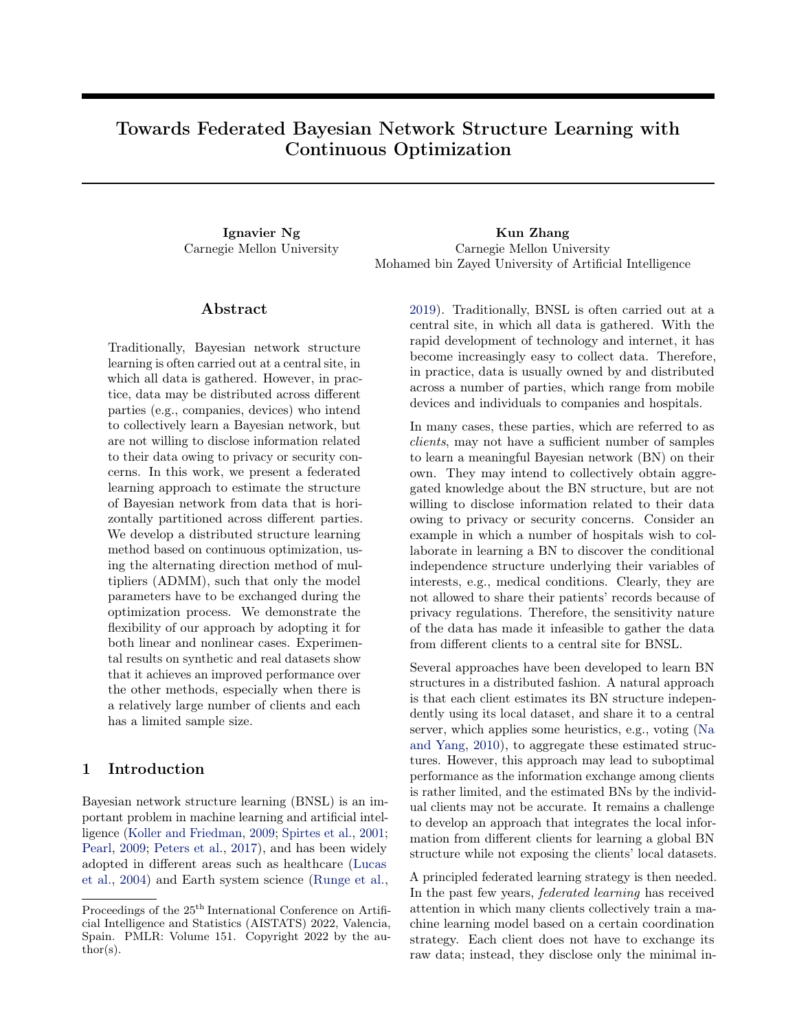# Towards Federated Bayesian Network Structure Learning with Continuous Optimization

**Ignavier Ng**
Carnegie Mellon University

**Kun Zhang**
Carnegie Mellon University
Mohamed bin Zayed University of Artificial Intelligence

## Abstract

Traditionally, Bayesian network structure learning is often carried out at a central site, in which all data is gathered. However, in practice, data may be distributed across different parties (e.g., companies, devices) who intend to collectively learn a Bayesian network, but are not willing to disclose information related to their data owing to privacy or security concerns. In this work, we present a federated learning approach to estimate the structure of Bayesian network from data that is horizontally partitioned across different parties. We develop a distributed structure learning method based on continuous optimization, using the alternating direction method of multipliers (ADMM), such that only the model parameters have to be exchanged during the optimization process. We demonstrate the flexibility of our approach by adopting it for both linear and nonlinear cases. Experimental results on synthetic and real datasets show that it achieves an improved performance over the other methods, especially when there is a relatively large number of clients and each has a limited sample size.

## 1 Introduction

Bayesian network structure learning (BNSL) is an important problem in machine learning and artificial intelligence (Koller and Friedman, 2009; Spirtes et al., 2001; Pearl, 2009; Peters et al., 2017), and has been widely adopted in different areas such as healthcare (Lucas et al., 2004) and Earth system science (Runge et al., 2019). Traditionally, BNSL is often carried out at a central site, in which all data is gathered. With the rapid development of technology and internet, it has become increasingly easy to collect data. Therefore, in practice, data is usually owned by and distributed across a number of parties, which range from mobile devices and individuals to companies and hospitals.

In many cases, these parties, which are referred to as *clients*, may not have a sufficient number of samples to learn a meaningful Bayesian network (BN) on their own. They may intend to collectively obtain aggregated knowledge about the BN structure, but are not willing to disclose information related to their data owing to privacy or security concerns. Consider an example in which a number of hospitals wish to collaborate in learning a BN to discover the conditional independence structure underlying their variables of interests, e.g., medical conditions. Clearly, they are not allowed to share their patients' records because of privacy regulations. Therefore, the sensitivity nature of the data has made it infeasible to gather the data from different clients to a central site for BNSL.

Several approaches have been developed to learn BN structures in a distributed fashion. A natural approach is that each client estimates its BN structure independently using its local dataset, and share it to a central server, which applies some heuristics, e.g., voting (Na and Yang, 2010), to aggregate these estimated structures. However, this approach may lead to suboptimal performance as the information exchange among clients is rather limited, and the estimated BNs by the individual clients may not be accurate. It remains a challenge to develop an approach that integrates the local information from different clients for learning a global BN structure while not exposing the clients' local datasets.

A principled federated learning strategy is then needed. In the past few years, *federated learning* has received attention in which many clients collectively train a machine learning model based on a certain coordination strategy. Each client does not have to exchange its raw data; instead, they disclose only the minimal in-

Proceedings of the 25[th] International Conference on Artificial Intelligence and Statistics (AISTATS) 2022, Valencia, Spain. PMLR: Volume 151. Copyright 2022 by the author(s).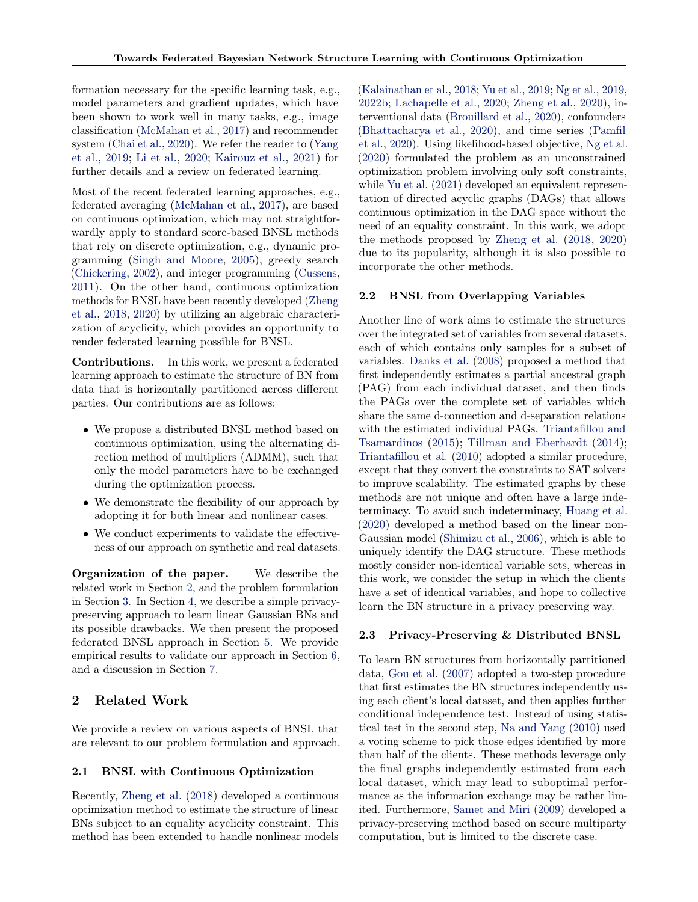formation necessary for the specific learning task, e.g., model parameters and gradient updates, which have been shown to work well in many tasks, e.g., image classification (McMahan et al., 2017) and recommender system (Chai et al., 2020). We refer the reader to (Yang et al., 2019; Li et al., 2020; Kairouz et al., 2021) for further details and a review on federated learning.

Most of the recent federated learning approaches, e.g., federated averaging (McMahan et al., 2017), are based on continuous optimization, which may not straightforwardly apply to standard score-based BNSL methods that rely on discrete optimization, e.g., dynamic programming (Singh and Moore, 2005), greedy search (Chickering, 2002), and integer programming (Cussens, 2011). On the other hand, continuous optimization methods for BNSL have been recently developed (Zheng et al., 2018, 2020) by utilizing an algebraic characterization of acyclicity, which provides an opportunity to render federated learning possible for BNSL.

**Contributions.** In this work, we present a federated learning approach to estimate the structure of BN from data that is horizontally partitioned across different parties. Our contributions are as follows:

- We propose a distributed BNSL method based on continuous optimization, using the alternating direction method of multipliers (ADMM), such that only the model parameters have to be exchanged during the optimization process.
- We demonstrate the flexibility of our approach by adopting it for both linear and nonlinear cases.
- We conduct experiments to validate the effectiveness of our approach on synthetic and real datasets.

**Organization of the paper.** We describe the related work in Section 2, and the problem formulation in Section 3. In Section 4, we describe a simple privacy-preserving approach to learn linear Gaussian BNs and its possible drawbacks. We then present the proposed federated BNSL approach in Section 5. We provide empirical results to validate our approach in Section 6, and a discussion in Section 7.

## 2 Related Work

We provide a review on various aspects of BNSL that are relevant to our problem formulation and approach.

### 2.1 BNSL with Continuous Optimization

Recently, Zheng et al. (2018) developed a continuous optimization method to estimate the structure of linear BNs subject to an equality acyclicity constraint. This method has been extended to handle nonlinear models (Kalainathan et al., 2018; Yu et al., 2019; Ng et al., 2019, 2022b; Lachapelle et al., 2020; Zheng et al., 2020), interventional data (Brouillard et al., 2020), confounders (Bhattacharya et al., 2020), and time series (Pamfil et al., 2020). Using likelihood-based objective, Ng et al. (2020) formulated the problem as an unconstrained optimization problem involving only soft constraints, while Yu et al. (2021) developed an equivalent representation of directed acyclic graphs (DAGs) that allows continuous optimization in the DAG space without the need of an equality constraint. In this work, we adopt the methods proposed by Zheng et al. (2018, 2020) due to its popularity, although it is also possible to incorporate the other methods.

### 2.2 BNSL from Overlapping Variables

Another line of work aims to estimate the structures over the integrated set of variables from several datasets, each of which contains only samples for a subset of variables. Danks et al. (2008) proposed a method that first independently estimates a partial ancestral graph (PAG) from each individual dataset, and then finds the PAGs over the complete set of variables which share the same d-connection and d-separation relations with the estimated individual PAGs. Triantafillou and Tsamardinos (2015); Tillman and Eberhardt (2014); Triantafillou et al. (2010) adopted a similar procedure, except that they convert the constraints to SAT solvers to improve scalability. The estimated graphs by these methods are not unique and often have a large indeterminacy. To avoid such indeterminacy, Huang et al. (2020) developed a method based on the linear non-Gaussian model (Shimizu et al., 2006), which is able to uniquely identify the DAG structure. These methods mostly consider non-identical variable sets, whereas in this work, we consider the setup in which the clients have a set of identical variables, and hope to collective learn the BN structure in a privacy preserving way.

### 2.3 Privacy-Preserving & Distributed BNSL

To learn BN structures from horizontally partitioned data, Gou et al. (2007) adopted a two-step procedure that first estimates the BN structures independently using each client's local dataset, and then applies further conditional independence test. Instead of using statistical test in the second step, Na and Yang (2010) used a voting scheme to pick those edges identified by more than half of the clients. These methods leverage only the final graphs independently estimated from each local dataset, which may lead to suboptimal performance as the information exchange may be rather limited. Furthermore, Samet and Miri (2009) developed a privacy-preserving method based on secure multiparty computation, but is limited to the discrete case.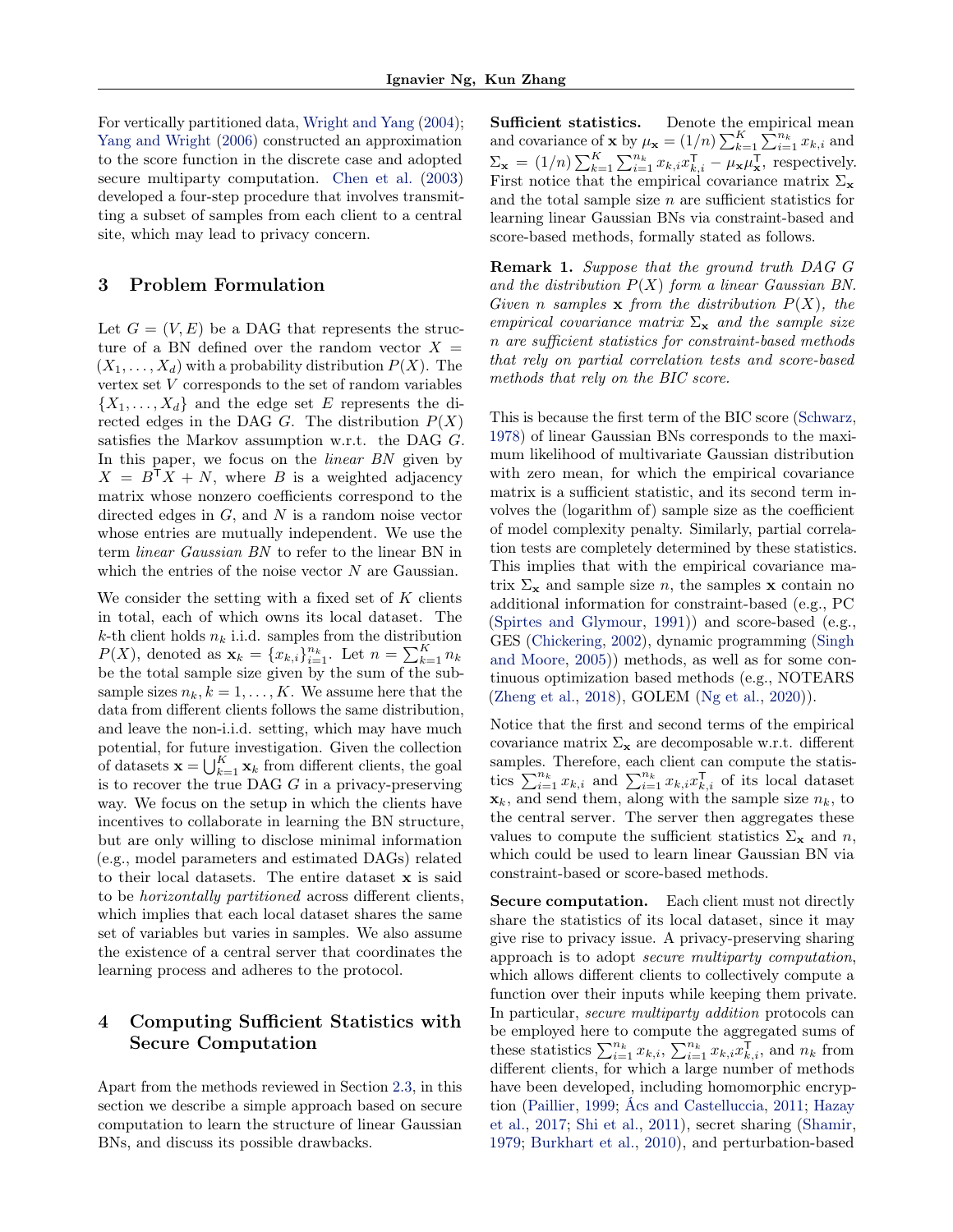For vertically partitioned data, Wright and Yang (2004); Yang and Wright (2006) constructed an approximation to the score function in the discrete case and adopted secure multiparty computation. Chen et al. (2003) developed a four-step procedure that involves transmitting a subset of samples from each client to a central site, which may lead to privacy concern.

## 3 Problem Formulation

Let $G = (V, E)$ be a DAG that represents the structure of a BN defined over the random vector $X = (X_1, \dots, X_d)$ with a probability distribution $P(X)$. The vertex set $V$ corresponds to the set of random variables $\{X_1, \dots, X_d\}$ and the edge set $E$ represents the directed edges in the DAG $G$. The distribution $P(X)$ satisfies the Markov assumption w.r.t. the DAG $G$. In this paper, we focus on the *linear BN* given by $X = B^\mathsf{T} X + N$, where $B$ is a weighted adjacency matrix whose nonzero coefficients correspond to the directed edges in $G$, and $N$ is a random noise vector whose entries are mutually independent. We use the term *linear Gaussian BN* to refer to the linear BN in which the entries of the noise vector $N$ are Gaussian.

We consider the setting with a fixed set of $K$ clients in total, each of which owns its local dataset. The $k$-th client holds $n_k$ i.i.d. samples from the distribution $P(X)$, denoted as $\mathbf{x}_k = \{x_{k,i}\}_{i=1}^{n_k}$. Let $n = \sum_{k=1}^{K} n_k$ be the total sample size given by the sum of the subsample sizes $n_k, k = 1, \dots, K$. We assume here that the data from different clients follows the same distribution, and leave the non-i.i.d. setting, which may have much potential, for future investigation. Given the collection of datasets $\mathbf{x} = \bigcup_{k=1}^{K} \mathbf{x}_k$ from different clients, the goal is to recover the true DAG $G$ in a privacy-preserving way. We focus on the setup in which the clients have incentives to collaborate in learning the BN structure, but are only willing to disclose minimal information (e.g., model parameters and estimated DAGs) related to their local datasets. The entire dataset $\mathbf{x}$ is said to be *horizontally partitioned* across different clients, which implies that each local dataset shares the same set of variables but varies in samples. We also assume the existence of a central server that coordinates the learning process and adheres to the protocol.

## 4 Computing Sufficient Statistics with Secure Computation

Apart from the methods reviewed in Section 2.3, in this section we describe a simple approach based on secure computation to learn the structure of linear Gaussian BNs, and discuss its possible drawbacks.

**Sufficient statistics.** Denote the empirical mean and covariance of $\mathbf{x}$ by $\mu_\mathbf{x} = (1/n) \sum_{k=1}^{K} \sum_{i=1}^{n_k} x_{k,i}$ and $\Sigma_\mathbf{x} = (1/n) \sum_{k=1}^{K} \sum_{i=1}^{n_k} x_{k,i} x_{k,i}^\mathsf{T} - \mu_\mathbf{x} \mu_\mathbf{x}^\mathsf{T}$, respectively. First notice that the empirical covariance matrix $\Sigma_\mathbf{x}$ and the total sample size $n$ are sufficient statistics for learning linear Gaussian BNs via constraint-based and score-based methods, formally stated as follows.

**Remark 1.** *Suppose that the ground truth DAG $G$ and the distribution $P(X)$ form a linear Gaussian BN. Given $n$ samples $\mathbf{x}$ from the distribution $P(X)$, the empirical covariance matrix $\Sigma_\mathbf{x}$ and the sample size $n$ are sufficient statistics for constraint-based methods that rely on partial correlation tests and score-based methods that rely on the BIC score.*

This is because the first term of the BIC score (Schwarz, 1978) of linear Gaussian BNs corresponds to the maximum likelihood of multivariate Gaussian distribution with zero mean, for which the empirical covariance matrix is a sufficient statistic, and its second term involves the (logarithm of) sample size as the coefficient of model complexity penalty. Similarly, partial correlation tests are completely determined by these statistics. This implies that with the empirical covariance matrix $\Sigma_\mathbf{x}$ and sample size $n$, the samples $\mathbf{x}$ contain no additional information for constraint-based (e.g., PC (Spirtes and Glymour, 1991)) and score-based (e.g., GES (Chickering, 2002), dynamic programming (Singh and Moore, 2005)) methods, as well as for some continuous optimization based methods (e.g., NOTEARS (Zheng et al., 2018), GOLEM (Ng et al., 2020)).

Notice that the first and second terms of the empirical covariance matrix $\Sigma_\mathbf{x}$ are decomposable w.r.t. different samples. Therefore, each client can compute the statistics $\sum_{i=1}^{n_k} x_{k,i}$ and $\sum_{i=1}^{n_k} x_{k,i} x_{k,i}^\mathsf{T}$ of its local dataset $\mathbf{x}_k$, and send them, along with the sample size $n_k$, to the central server. The server then aggregates these values to compute the sufficient statistics $\Sigma_\mathbf{x}$ and $n$, which could be used to learn linear Gaussian BN via constraint-based or score-based methods.

**Secure computation.** Each client must not directly share the statistics of its local dataset, since it may give rise to privacy issue. A privacy-preserving sharing approach is to adopt *secure multiparty computation*, which allows different clients to collectively compute a function over their inputs while keeping them private. In particular, *secure multiparty addition* protocols can be employed here to compute the aggregated sums of these statistics $\sum_{i=1}^{n_k} x_{k,i}$, $\sum_{i=1}^{n_k} x_{k,i} x_{k,i}^\mathsf{T}$, and $n_k$ from different clients, for which a large number of methods have been developed, including homomorphic encryption (Paillier, 1999; Ács and Castelluccia, 2011; Hazay et al., 2017; Shi et al., 2011), secret sharing (Shamir, 1979; Burkhart et al., 2010), and perturbation-based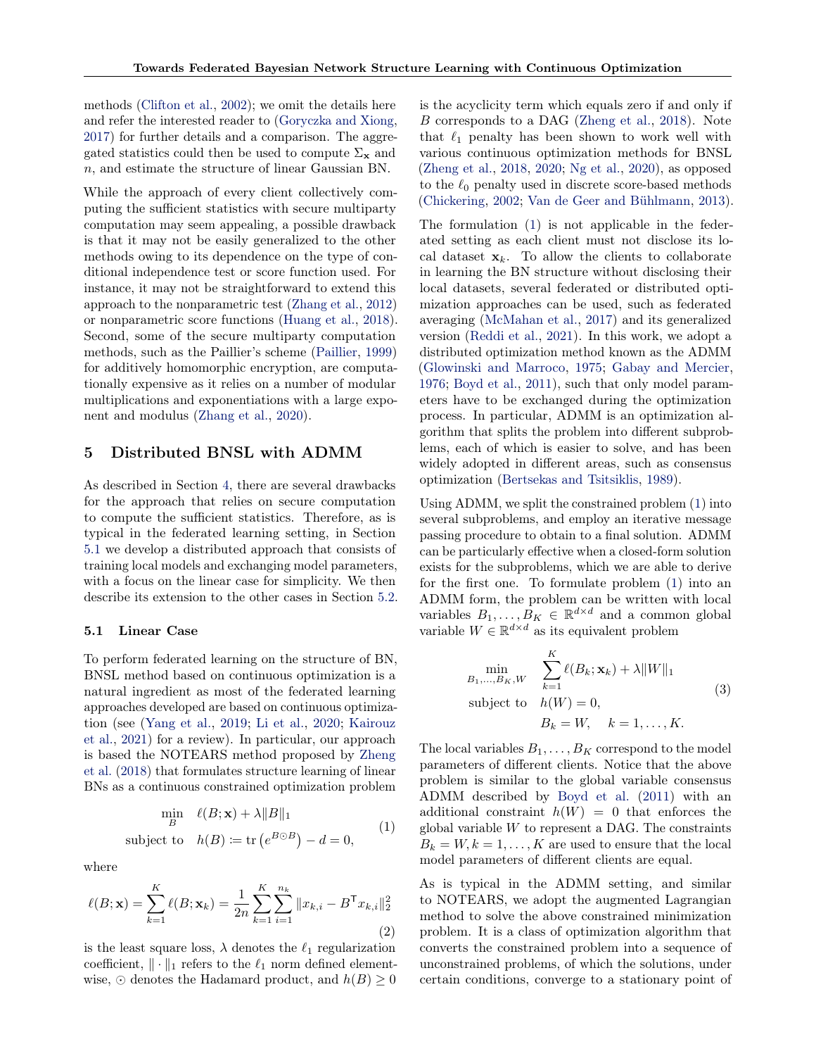methods (Clifton et al., 2002); we omit the details here and refer the interested reader to (Goryczka and Xiong, 2017) for further details and a comparison. The aggregated statistics could then be used to compute $\Sigma_{\mathbf{x}}$ and $n$, and estimate the structure of linear Gaussian BN.

While the approach of every client collectively computing the sufficient statistics with secure multiparty computation may seem appealing, a possible drawback is that it may not be easily generalized to the other methods owing to its dependence on the type of conditional independence test or score function used. For instance, it may not be straightforward to extend this approach to the nonparametric test (Zhang et al., 2012) or nonparametric score functions (Huang et al., 2018). Second, some of the secure multiparty computation methods, such as the Paillier's scheme (Paillier, 1999) for additively homomorphic encryption, are computationally expensive as it relies on a number of modular multiplications and exponentiations with a large exponent and modulus (Zhang et al., 2020).

## 5 Distributed BNSL with ADMM

As described in Section 4, there are several drawbacks for the approach that relies on secure computation to compute the sufficient statistics. Therefore, as is typical in the federated learning setting, in Section 5.1 we develop a distributed approach that consists of training local models and exchanging model parameters, with a focus on the linear case for simplicity. We then describe its extension to the other cases in Section 5.2.

### 5.1 Linear Case

To perform federated learning on the structure of BN, BNSL method based on continuous optimization is a natural ingredient as most of the federated learning approaches developed are based on continuous optimization (see (Yang et al., 2019; Li et al., 2020; Kairouz et al., 2021) for a review). In particular, our approach is based the NOTEARS method proposed by Zheng et al. (2018) that formulates structure learning of linear BNs as a continuous constrained optimization problem

$$
\begin{aligned}
\min_{B} \quad & \ell(B;\mathbf{x}) + \lambda \|B\|_1 \\
\text{subject to} \quad & h(B) \coloneqq \operatorname{tr}\left(e^{B \odot B}\right) - d = 0,
\end{aligned}
\tag{1}
$$

where

$$
\ell(B;\mathbf{x}) = \sum_{k=1}^{K} \ell(B;\mathbf{x}_k) = \frac{1}{2n} \sum_{k=1}^{K} \sum_{i=1}^{n_k} \|x_{k,i} - B^{\mathsf{T}} x_{k,i}\|_2^2
\tag{2}
$$

is the least square loss, $\lambda$ denotes the $\ell_1$ regularization coefficient, $\|\cdot\|_1$ refers to the $\ell_1$ norm defined element-wise, $\odot$ denotes the Hadamard product, and $h(B) \geq 0$ is the acyclicity term which equals zero if and only if $B$ corresponds to a DAG (Zheng et al., 2018). Note that $\ell_1$ penalty has been shown to work well with various continuous optimization methods for BNSL (Zheng et al., 2018, 2020; Ng et al., 2020), as opposed to the $\ell_0$ penalty used in discrete score-based methods (Chickering, 2002; Van de Geer and Bühlmann, 2013).

The formulation (1) is not applicable in the federated setting as each client must not disclose its local dataset $\mathbf{x}_k$. To allow the clients to collaborate in learning the BN structure without disclosing their local datasets, several federated or distributed optimization approaches can be used, such as federated averaging (McMahan et al., 2017) and its generalized version (Reddi et al., 2021). In this work, we adopt a distributed optimization method known as the ADMM (Glowinski and Marroco, 1975; Gabay and Mercier, 1976; Boyd et al., 2011), such that only model parameters have to be exchanged during the optimization process. In particular, ADMM is an optimization algorithm that splits the problem into different subproblems, each of which is easier to solve, and has been widely adopted in different areas, such as consensus optimization (Bertsekas and Tsitsiklis, 1989).

Using ADMM, we split the constrained problem (1) into several subproblems, and employ an iterative message passing procedure to obtain to a final solution. ADMM can be particularly effective when a closed-form solution exists for the subproblems, which we are able to derive for the first one. To formulate problem (1) into an ADMM form, the problem can be written with local variables $B_1, \ldots, B_K \in \mathbb{R}^{d \times d}$ and a common global variable $W \in \mathbb{R}^{d \times d}$ as its equivalent problem

$$
\begin{aligned}
\min_{B_1,\ldots,B_K,W} \quad & \sum_{k=1}^{K} \ell(B_k;\mathbf{x}_k) + \lambda \|W\|_1 \\
\text{subject to} \quad & h(W) = 0, \\
& B_k = W, \quad k = 1, \ldots, K.
\end{aligned}
\tag{3}
$$

The local variables $B_1, \ldots, B_K$ correspond to the model parameters of different clients. Notice that the above problem is similar to the global variable consensus ADMM described by Boyd et al. (2011) with an additional constraint $h(W) = 0$ that enforces the global variable $W$ to represent a DAG. The constraints $B_k = W, k = 1, \ldots, K$ are used to ensure that the local model parameters of different clients are equal.

As is typical in the ADMM setting, and similar to NOTEARS, we adopt the augmented Lagrangian method to solve the above constrained minimization problem. It is a class of optimization algorithm that converts the constrained problem into a sequence of unconstrained problems, of which the solutions, under certain conditions, converge to a stationary point of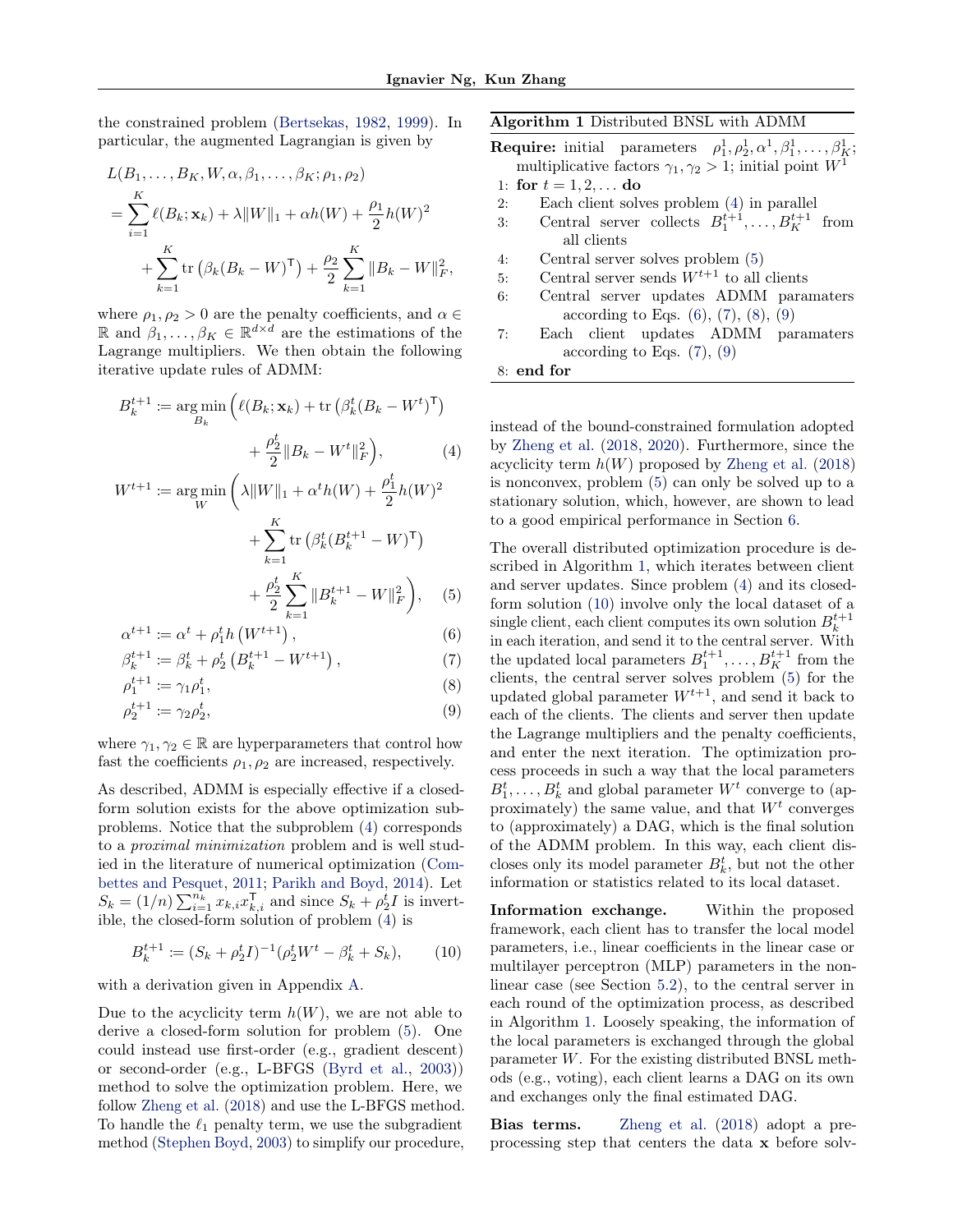the constrained problem (Bertsekas, 1982, 1999). In particular, the augmented Lagrangian is given by

$$
\begin{aligned}
&L(B_1,\dots,B_K,W,\alpha,\beta_1,\dots,\beta_K;\rho_1,\rho_2)\\
&=\sum_{i=1}^{K}\ell(B_k;\mathbf{x}_k)+\lambda\|W\|_1+\alpha h(W)+\frac{\rho_1}{2}h(W)^2\\
&\quad+\sum_{k=1}^{K}\operatorname{tr}\left(\beta_k(B_k-W)^\mathsf{T}\right)+\frac{\rho_2}{2}\sum_{k=1}^{K}\|B_k-W\|_F^2,
\end{aligned}
$$

where $\rho_1,\rho_2>0$ are the penalty coefficients, and $\alpha\in\mathbb{R}$ and $\beta_1,\dots,\beta_K\in\mathbb{R}^{d\times d}$ are the estimations of the Lagrange multipliers. We then obtain the following iterative update rules of ADMM:

$$
B_k^{t+1}:=\operatorname*{arg\,min}_{B_k}\Big(\ell(B_k;\mathbf{x}_k)+\operatorname{tr}\left(\beta_k^t(B_k-W^t)^\mathsf{T}\right)+\frac{\rho_2^t}{2}\|B_k-W^t\|_F^2\Big), \tag{4}
$$

$$
W^{t+1}:=\operatorname*{arg\,min}_{W}\Big(\lambda\|W\|_1+\alpha^t h(W)+\frac{\rho_1^t}{2}h(W)^2+\sum_{k=1}^{K}\operatorname{tr}\left(\beta_k^t(B_k^{t+1}-W)^\mathsf{T}\right)+\frac{\rho_2^t}{2}\sum_{k=1}^{K}\|B_k^{t+1}-W\|_F^2\Big), \tag{5}
$$

$$
\alpha^{t+1}:=\alpha^t+\rho_1^t h\left(W^{t+1}\right), \tag{6}
$$

$$
\beta_k^{t+1}:=\beta_k^t+\rho_2^t\left(B_k^{t+1}-W^{t+1}\right), \tag{7}
$$

$$
\rho_1^{t+1}:=\gamma_1\rho_1^t, \tag{8}
$$

$$
\rho_2^{t+1}:=\gamma_2\rho_2^t, \tag{9}
$$

where $\gamma_1,\gamma_2\in\mathbb{R}$ are hyperparameters that control how fast the coefficients $\rho_1,\rho_2$ are increased, respectively.

As described, ADMM is especially effective if a closed-form solution exists for the above optimization subproblems. Notice that the subproblem (4) corresponds to a *proximal minimization* problem and is well studied in the literature of numerical optimization (Combettes and Pesquet, 2011; Parikh and Boyd, 2014). Let $S_k=(1/n)\sum_{i=1}^{n_k}x_{k,i}x_{k,i}^\mathsf{T}$ and since $S_k+\rho_2^t I$ is invertible, the closed-form solution of problem (4) is

$$
B_k^{t+1}:=(S_k+\rho_2^t I)^{-1}(\rho_2^t W^t-\beta_k^t+S_k), \tag{10}
$$

with a derivation given in Appendix A.

Due to the acyclicity term $h(W)$, we are not able to derive a closed-form solution for problem (5). One could instead use first-order (e.g., gradient descent) or second-order (e.g., L-BFGS (Byrd et al., 2003)) method to solve the optimization problem. Here, we follow Zheng et al. (2018) and use the L-BFGS method. To handle the $\ell_1$ penalty term, we use the subgradient method (Stephen Boyd, 2003) to simplify our procedure, instead of the bound-constrained formulation adopted by Zheng et al. (2018, 2020). Furthermore, since the acyclicity term $h(W)$ proposed by Zheng et al. (2018) is nonconvex, problem (5) can only be solved up to a stationary solution, which, however, are shown to lead to a good empirical performance in Section 6.

**Algorithm 1** Distributed BNSL with ADMM

**Require:** initial parameters $\rho_1^1,\rho_2^1,\alpha^1,\beta_1^1,\dots,\beta_K^1$; multiplicative factors $\gamma_1,\gamma_2>1$; initial point $W^1$

1: **for** $t=1,2,\dots$ **do**
2: Each client solves problem (4) in parallel
3: Central server collects $B_1^{t+1},\dots,B_K^{t+1}$ from all clients
4: Central server solves problem (5)
5: Central server sends $W^{t+1}$ to all clients
6: Central server updates ADMM paramaters according to Eqs. (6), (7), (8), (9)
7: Each client updates ADMM paramaters according to Eqs. (7), (9)
8: **end for**

The overall distributed optimization procedure is described in Algorithm 1, which iterates between client and server updates. Since problem (4) and its closed-form solution (10) involve only the local dataset of a single client, each client computes its own solution $B_k^{t+1}$ in each iteration, and send it to the central server. With the updated local parameters $B_1^{t+1},\dots,B_K^{t+1}$ from the clients, the central server solves problem (5) for the updated global parameter $W^{t+1}$, and send it back to each of the clients. The clients and server then update the Lagrange multipliers and the penalty coefficients, and enter the next iteration. The optimization process proceeds in such a way that the local parameters $B_1^t,\dots,B_k^t$ and global parameter $W^t$ converge to (approximately) the same value, and that $W^t$ converges to (approximately) a DAG, which is the final solution of the ADMM problem. In this way, each client discloses only its model parameter $B_k^t$, but not the other information or statistics related to its local dataset.

**Information exchange.** Within the proposed framework, each client has to transfer the local model parameters, i.e., linear coefficients in the linear case or multilayer perceptron (MLP) parameters in the nonlinear case (see Section 5.2), to the central server in each round of the optimization process, as described in Algorithm 1. Loosely speaking, the information of the local parameters is exchanged through the global parameter $W$. For the existing distributed BNSL methods (e.g., voting), each client learns a DAG on its own and exchanges only the final estimated DAG.

**Bias terms.** Zheng et al. (2018) adopt a preprocessing step that centers the data $\mathbf{x}$ before solv-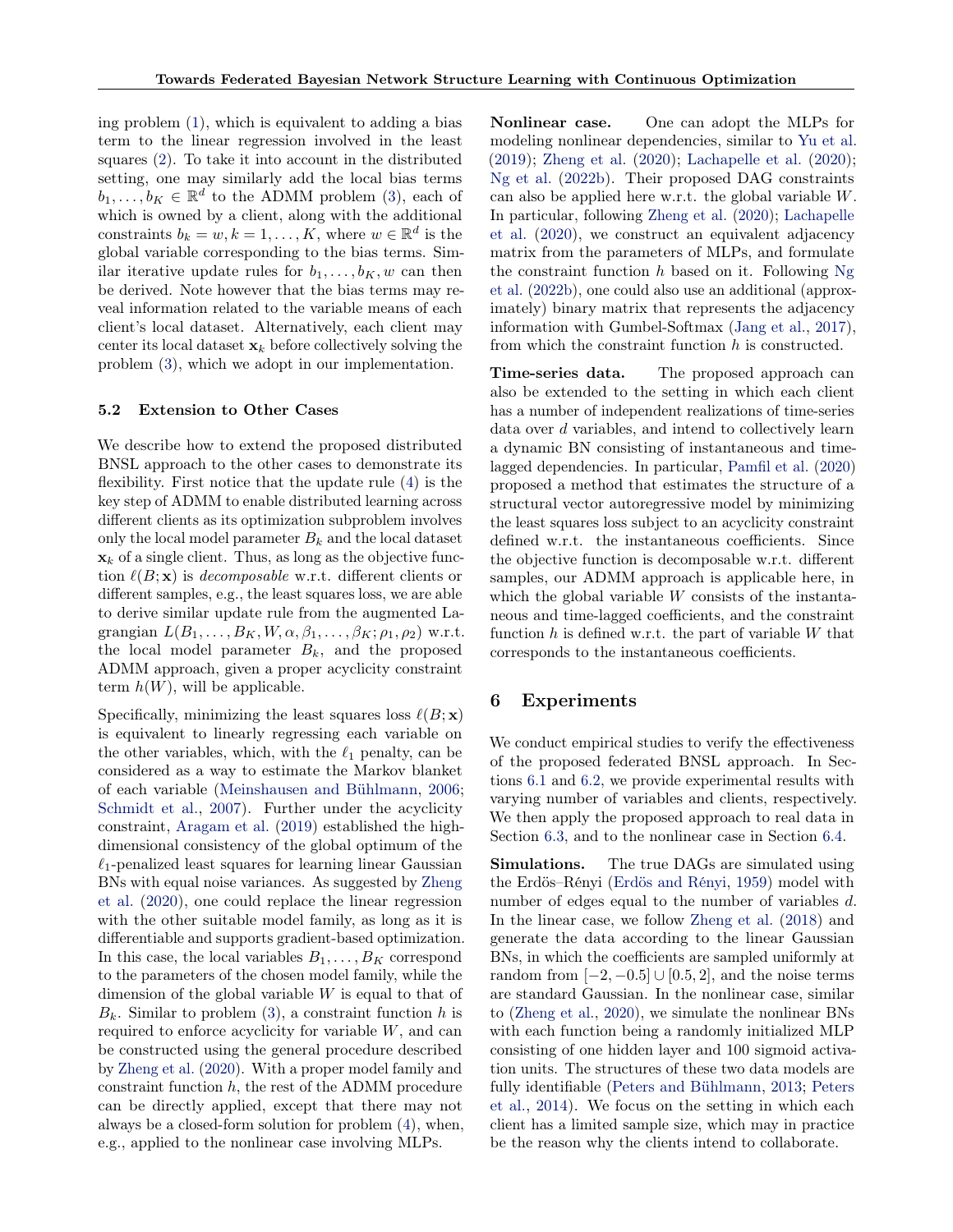ing problem (1), which is equivalent to adding a bias term to the linear regression involved in the least squares (2). To take it into account in the distributed setting, one may similarly add the local bias terms $b_1, \ldots, b_K \in \mathbb{R}^d$ to the ADMM problem (3), each of which is owned by a client, along with the additional constraints $b_k = w, k = 1, \ldots, K$, where $w \in \mathbb{R}^d$ is the global variable corresponding to the bias terms. Similar iterative update rules for $b_1, \ldots, b_K, w$ can then be derived. Note however that the bias terms may reveal information related to the variable means of each client's local dataset. Alternatively, each client may center its local dataset $\mathbf{x}_k$ before collectively solving the problem (3), which we adopt in our implementation.

### 5.2 Extension to Other Cases

We describe how to extend the proposed distributed BNSL approach to the other cases to demonstrate its flexibility. First notice that the update rule (4) is the key step of ADMM to enable distributed learning across different clients as its optimization subproblem involves only the local model parameter $B_k$ and the local dataset $\mathbf{x}_k$ of a single client. Thus, as long as the objective function $\ell(B; \mathbf{x})$ is *decomposable* w.r.t. different clients or different samples, e.g., the least squares loss, we are able to derive similar update rule from the augmented Lagrangian $L(B_1, \ldots, B_K, W, \alpha, \beta_1, \ldots, \beta_K; \rho_1, \rho_2)$ w.r.t. the local model parameter $B_k$, and the proposed ADMM approach, given a proper acyclicity constraint term $h(W)$, will be applicable.

Specifically, minimizing the least squares loss $\ell(B; \mathbf{x})$ is equivalent to linearly regressing each variable on the other variables, which, with the $\ell_1$ penalty, can be considered as a way to estimate the Markov blanket of each variable (Meinshausen and Bühlmann, 2006; Schmidt et al., 2007). Further under the acyclicity constraint, Aragam et al. (2019) established the high-dimensional consistency of the global optimum of the $\ell_1$-penalized least squares for learning linear Gaussian BNs with equal noise variances. As suggested by Zheng et al. (2020), one could replace the linear regression with the other suitable model family, as long as it is differentiable and supports gradient-based optimization. In this case, the local variables $B_1, \ldots, B_K$ correspond to the parameters of the chosen model family, while the dimension of the global variable $W$ is equal to that of $B_k$. Similar to problem (3), a constraint function $h$ is required to enforce acyclicity for variable $W$, and can be constructed using the general procedure described by Zheng et al. (2020). With a proper model family and constraint function $h$, the rest of the ADMM procedure can be directly applied, except that there may not always be a closed-form solution for problem (4), when, e.g., applied to the nonlinear case involving MLPs.

**Nonlinear case.** One can adopt the MLPs for modeling nonlinear dependencies, similar to Yu et al. (2019); Zheng et al. (2020); Lachapelle et al. (2020); Ng et al. (2022b). Their proposed DAG constraints can also be applied here w.r.t. the global variable $W$. In particular, following Zheng et al. (2020); Lachapelle et al. (2020), we construct an equivalent adjacency matrix from the parameters of MLPs, and formulate the constraint function $h$ based on it. Following Ng et al. (2022b), one could also use an additional (approximately) binary matrix that represents the adjacency information with Gumbel-Softmax (Jang et al., 2017), from which the constraint function $h$ is constructed.

**Time-series data.** The proposed approach can also be extended to the setting in which each client has a number of independent realizations of time-series data over $d$ variables, and intend to collectively learn a dynamic BN consisting of instantaneous and time-lagged dependencies. In particular, Pamfil et al. (2020) proposed a method that estimates the structure of a structural vector autoregressive model by minimizing the least squares loss subject to an acyclicity constraint defined w.r.t. the instantaneous coefficients. Since the objective function is decomposable w.r.t. different samples, our ADMM approach is applicable here, in which the global variable $W$ consists of the instantaneous and time-lagged coefficients, and the constraint function $h$ is defined w.r.t. the part of variable $W$ that corresponds to the instantaneous coefficients.

## 6 Experiments

We conduct empirical studies to verify the effectiveness of the proposed federated BNSL approach. In Sections 6.1 and 6.2, we provide experimental results with varying number of variables and clients, respectively. We then apply the proposed approach to real data in Section 6.3, and to the nonlinear case in Section 6.4.

**Simulations.** The true DAGs are simulated using the Erdös–Rényi (Erdös and Rényi, 1959) model with number of edges equal to the number of variables $d$. In the linear case, we follow Zheng et al. (2018) and generate the data according to the linear Gaussian BNs, in which the coefficients are sampled uniformly at random from $[-2, -0.5] \cup [0.5, 2]$, and the noise terms are standard Gaussian. In the nonlinear case, similar to (Zheng et al., 2020), we simulate the nonlinear BNs with each function being a randomly initialized MLP consisting of one hidden layer and 100 sigmoid activation units. The structures of these two data models are fully identifiable (Peters and Bühlmann, 2013; Peters et al., 2014). We focus on the setting in which each client has a limited sample size, which may in practice be the reason why the clients intend to collaborate.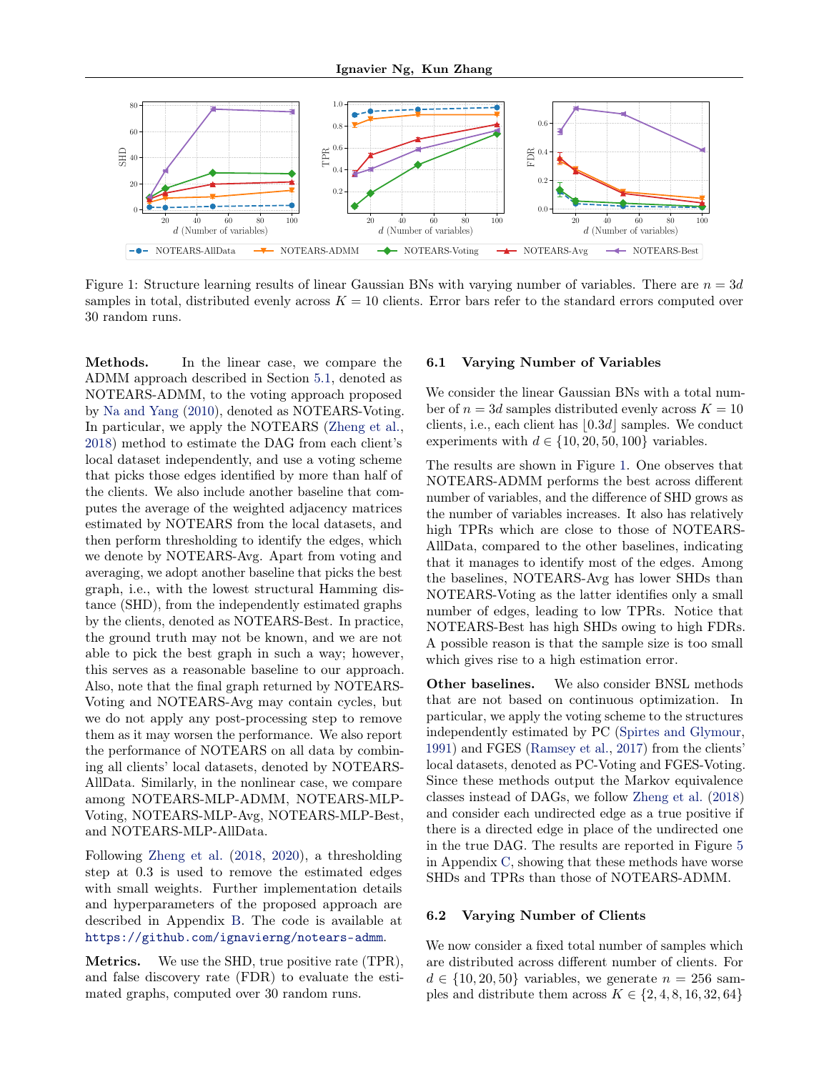Figure 1: Structure learning results of linear Gaussian BNs with varying number of variables. There are $n = 3d$ samples in total, distributed evenly across $K = 10$ clients. Error bars refer to the standard errors computed over 30 random runs.

**Methods.** In the linear case, we compare the ADMM approach described in Section 5.1, denoted as NOTEARS-ADMM, to the voting approach proposed by Na and Yang (2010), denoted as NOTEARS-Voting. In particular, we apply the NOTEARS (Zheng et al., 2018) method to estimate the DAG from each client's local dataset independently, and use a voting scheme that picks those edges identified by more than half of the clients. We also include another baseline that computes the average of the weighted adjacency matrices estimated by NOTEARS from the local datasets, and then perform thresholding to identify the edges, which we denote by NOTEARS-Avg. Apart from voting and averaging, we adopt another baseline that picks the best graph, i.e., with the lowest structural Hamming distance (SHD), from the independently estimated graphs by the clients, denoted as NOTEARS-Best. In practice, the ground truth may not be known, and we are not able to pick the best graph in such a way; however, this serves as a reasonable baseline to our approach. Also, note that the final graph returned by NOTEARS-Voting and NOTEARS-Avg may contain cycles, but we do not apply any post-processing step to remove them as it may worsen the performance. We also report the performance of NOTEARS on all data by combining all clients' local datasets, denoted by NOTEARS-AllData. Similarly, in the nonlinear case, we compare among NOTEARS-MLP-ADMM, NOTEARS-MLP-Voting, NOTEARS-MLP-Avg, NOTEARS-MLP-Best, and NOTEARS-MLP-AllData.

Following Zheng et al. (2018, 2020), a thresholding step at 0.3 is used to remove the estimated edges with small weights. Further implementation details and hyperparameters of the proposed approach are described in Appendix B. The code is available at https://github.com/ignavierng/notears-admm.

**Metrics.** We use the SHD, true positive rate (TPR), and false discovery rate (FDR) to evaluate the estimated graphs, computed over 30 random runs.

### 6.1 Varying Number of Variables

We consider the linear Gaussian BNs with a total number of $n = 3d$ samples distributed evenly across $K = 10$ clients, i.e., each client has $\lfloor 0.3d \rfloor$ samples. We conduct experiments with $d \in \{10, 20, 50, 100\}$ variables.

The results are shown in Figure 1. One observes that NOTEARS-ADMM performs the best across different number of variables, and the difference of SHD grows as the number of variables increases. It also has relatively high TPRs which are close to those of NOTEARS-AllData, compared to the other baselines, indicating that it manages to identify most of the edges. Among the baselines, NOTEARS-Avg has lower SHDs than NOTEARS-Voting as the latter identifies only a small number of edges, leading to low TPRs. Notice that NOTEARS-Best has high SHDs owing to high FDRs. A possible reason is that the sample size is too small which gives rise to a high estimation error.

**Other baselines.** We also consider BNSL methods that are not based on continuous optimization. In particular, we apply the voting scheme to the structures independently estimated by PC (Spirtes and Glymour, 1991) and FGES (Ramsey et al., 2017) from the clients' local datasets, denoted as PC-Voting and FGES-Voting. Since these methods output the Markov equivalence classes instead of DAGs, we follow Zheng et al. (2018) and consider each undirected edge as a true positive if there is a directed edge in place of the undirected one in the true DAG. The results are reported in Figure 5 in Appendix C, showing that these methods have worse SHDs and TPRs than those of NOTEARS-ADMM.

### 6.2 Varying Number of Clients

We now consider a fixed total number of samples which are distributed across different number of clients. For $d \in \{10, 20, 50\}$ variables, we generate $n = 256$ samples and distribute them across $K \in \{2, 4, 8, 16, 32, 64\}$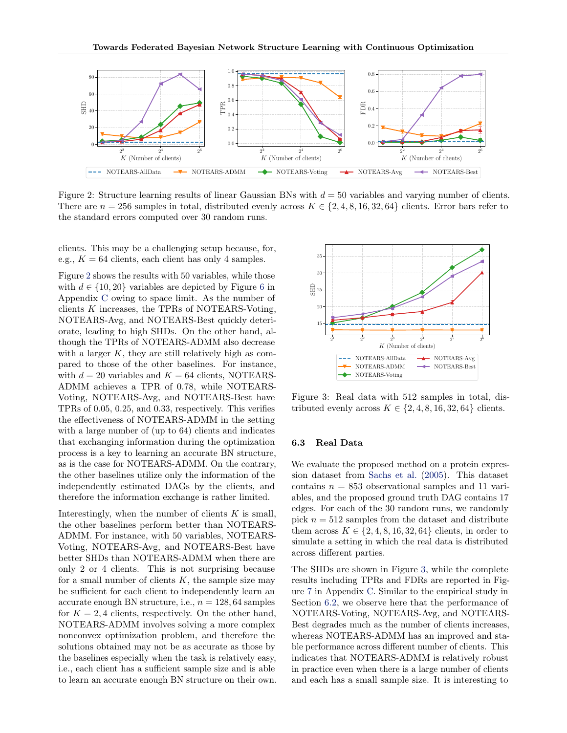Figure 2: Structure learning results of linear Gaussian BNs with $d = 50$ variables and varying number of clients. There are $n = 256$ samples in total, distributed evenly across $K \in \{2, 4, 8, 16, 32, 64\}$ clients. Error bars refer to the standard errors computed over 30 random runs.

clients. This may be a challenging setup because, for, e.g., $K = 64$ clients, each client has only 4 samples.

Figure 2 shows the results with 50 variables, while those with $d \in \{10, 20\}$ variables are depicted by Figure 6 in Appendix C owing to space limit. As the number of clients $K$ increases, the TPRs of NOTEARS-Voting, NOTEARS-Avg, and NOTEARS-Best quickly deteriorate, leading to high SHDs. On the other hand, although the TPRs of NOTEARS-ADMM also decrease with a larger $K$, they are still relatively high as compared to those of the other baselines. For instance, with $d = 20$ variables and $K = 64$ clients, NOTEARS-ADMM achieves a TPR of 0.78, while NOTEARS-Voting, NOTEARS-Avg, and NOTEARS-Best have TPRs of 0.05, 0.25, and 0.33, respectively. This verifies the effectiveness of NOTEARS-ADMM in the setting with a large number of (up to 64) clients and indicates that exchanging information during the optimization process is a key to learning an accurate BN structure, as is the case for NOTEARS-ADMM. On the contrary, the other baselines utilize only the information of the independently estimated DAGs by the clients, and therefore the information exchange is rather limited.

Interestingly, when the number of clients $K$ is small, the other baselines perform better than NOTEARS-ADMM. For instance, with 50 variables, NOTEARS-Voting, NOTEARS-Avg, and NOTEARS-Best have better SHDs than NOTEARS-ADMM when there are only 2 or 4 clients. This is not surprising because for a small number of clients $K$, the sample size may be sufficient for each client to independently learn an accurate enough BN structure, i.e., $n = 128, 64$ samples for $K = 2, 4$ clients, respectively. On the other hand, NOTEARS-ADMM involves solving a more complex nonconvex optimization problem, and therefore the solutions obtained may not be as accurate as those by the baselines especially when the task is relatively easy, i.e., each client has a sufficient sample size and is able to learn an accurate enough BN structure on their own.

Figure 3: Real data with 512 samples in total, distributed evenly across $K \in \{2, 4, 8, 16, 32, 64\}$ clients.

### 6.3 Real Data

We evaluate the proposed method on a protein expression dataset from Sachs et al. (2005). This dataset contains $n = 853$ observational samples and 11 variables, and the proposed ground truth DAG contains 17 edges. For each of the 30 random runs, we randomly pick $n = 512$ samples from the dataset and distribute them across $K \in \{2, 4, 8, 16, 32, 64\}$ clients, in order to simulate a setting in which the real data is distributed across different parties.

The SHDs are shown in Figure 3, while the complete results including TPRs and FDRs are reported in Figure 7 in Appendix C. Similar to the empirical study in Section 6.2, we observe here that the performance of NOTEARS-Voting, NOTEARS-Avg, and NOTEARS-Best degrades much as the number of clients increases, whereas NOTEARS-ADMM has an improved and stable performance across different number of clients. This indicates that NOTEARS-ADMM is relatively robust in practice even when there is a large number of clients and each has a small sample size. It is interesting to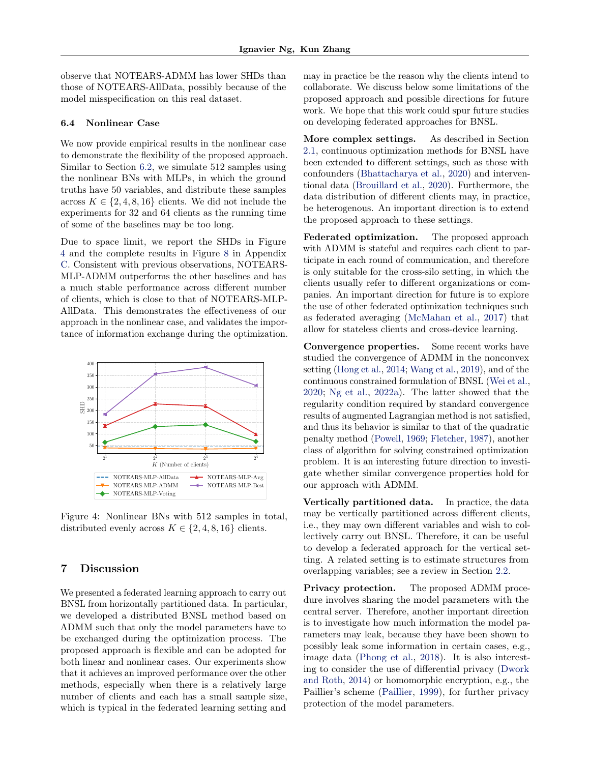observe that NOTEARS-ADMM has lower SHDs than those of NOTEARS-AllData, possibly because of the model misspecification on this real dataset.

### 6.4 Nonlinear Case

We now provide empirical results in the nonlinear case to demonstrate the flexibility of the proposed approach. Similar to Section 6.2, we simulate 512 samples using the nonlinear BNs with MLPs, in which the ground truths have 50 variables, and distribute these samples across $K \in \{2, 4, 8, 16\}$ clients. We did not include the experiments for 32 and 64 clients as the running time of some of the baselines may be too long.

Due to space limit, we report the SHDs in Figure 4 and the complete results in Figure 8 in Appendix C. Consistent with previous observations, NOTEARS-MLP-ADMM outperforms the other baselines and has a much stable performance across different number of clients, which is close to that of NOTEARS-MLP-AllData. This demonstrates the effectiveness of our approach in the nonlinear case, and validates the importance of information exchange during the optimization.

Figure 4: Nonlinear BNs with 512 samples in total, distributed evenly across $K \in \{2, 4, 8, 16\}$ clients.

## 7 Discussion

We presented a federated learning approach to carry out BNSL from horizontally partitioned data. In particular, we developed a distributed BNSL method based on ADMM such that only the model parameters have to be exchanged during the optimization process. The proposed approach is flexible and can be adopted for both linear and nonlinear cases. Our experiments show that it achieves an improved performance over the other methods, especially when there is a relatively large number of clients and each has a small sample size, which is typical in the federated learning setting and may in practice be the reason why the clients intend to collaborate. We discuss below some limitations of the proposed approach and possible directions for future work. We hope that this work could spur future studies on developing federated approaches for BNSL.

**More complex settings.** As described in Section 2.1, continuous optimization methods for BNSL have been extended to different settings, such as those with confounders (Bhattacharya et al., 2020) and interventional data (Brouillard et al., 2020). Furthermore, the data distribution of different clients may, in practice, be heterogenous. An important direction is to extend the proposed approach to these settings.

**Federated optimization.** The proposed approach with ADMM is stateful and requires each client to participate in each round of communication, and therefore is only suitable for the cross-silo setting, in which the clients usually refer to different organizations or companies. An important direction for future is to explore the use of other federated optimization techniques such as federated averaging (McMahan et al., 2017) that allow for stateless clients and cross-device learning.

**Convergence properties.** Some recent works have studied the convergence of ADMM in the nonconvex setting (Hong et al., 2014; Wang et al., 2019), and of the continuous constrained formulation of BNSL (Wei et al., 2020; Ng et al., 2022a). The latter showed that the regularity condition required by standard convergence results of augmented Lagrangian method is not satisfied, and thus its behavior is similar to that of the quadratic penalty method (Powell, 1969; Fletcher, 1987), another class of algorithm for solving constrained optimization problem. It is an interesting future direction to investigate whether similar convergence properties hold for our approach with ADMM.

**Vertically partitioned data.** In practice, the data may be vertically partitioned across different clients, i.e., they may own different variables and wish to collectively carry out BNSL. Therefore, it can be useful to develop a federated approach for the vertical setting. A related setting is to estimate structures from overlapping variables; see a review in Section 2.2.

**Privacy protection.** The proposed ADMM procedure involves sharing the model parameters with the central server. Therefore, another important direction is to investigate how much information the model parameters may leak, because they have been shown to possibly leak some information in certain cases, e.g., image data (Phong et al., 2018). It is also interesting to consider the use of differential privacy (Dwork and Roth, 2014) or homomorphic encryption, e.g., the Paillier's scheme (Paillier, 1999), for further privacy protection of the model parameters.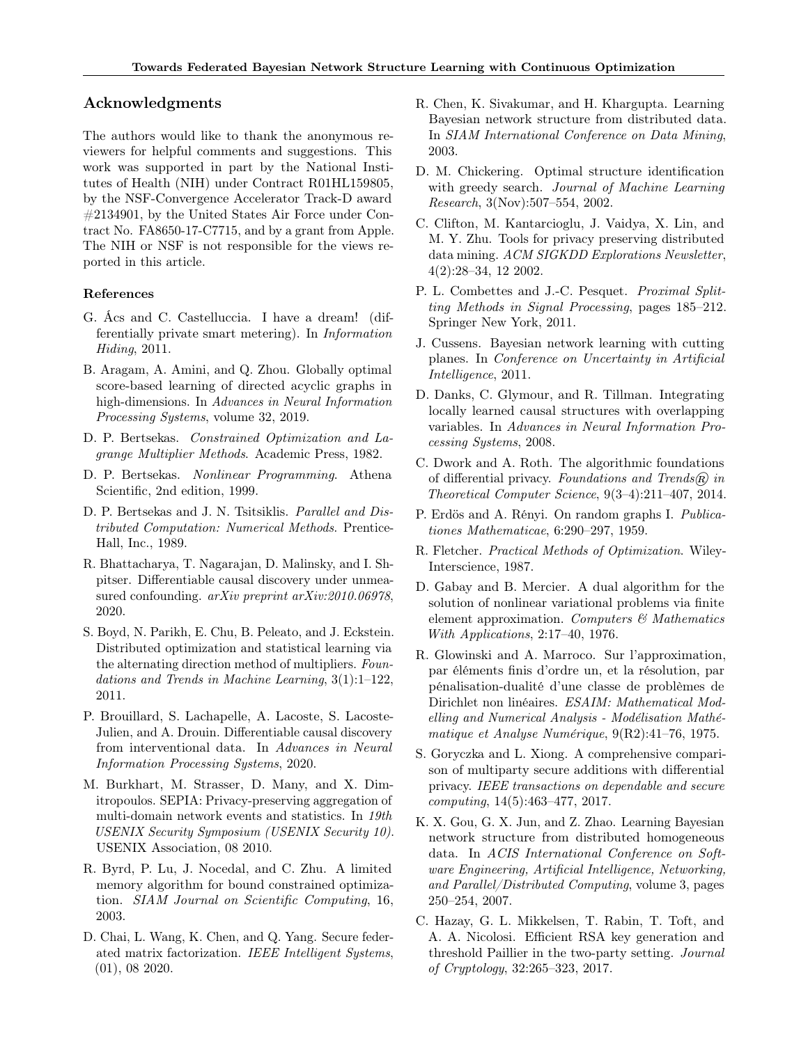## Acknowledgments

The authors would like to thank the anonymous reviewers for helpful comments and suggestions. This work was supported in part by the National Institutes of Health (NIH) under Contract R01HL159805, by the NSF-Convergence Accelerator Track-D award #2134901, by the United States Air Force under Contract No. FA8650-17-C7715, and by a grant from Apple. The NIH or NSF is not responsible for the views reported in this article.

### References

G. Ács and C. Castelluccia. I have a dream! (differentially private smart metering). In *Information Hiding*, 2011.

B. Aragam, A. Amini, and Q. Zhou. Globally optimal score-based learning of directed acyclic graphs in high-dimensions. In *Advances in Neural Information Processing Systems*, volume 32, 2019.

D. P. Bertsekas. *Constrained Optimization and Lagrange Multiplier Methods*. Academic Press, 1982.

D. P. Bertsekas. *Nonlinear Programming*. Athena Scientific, 2nd edition, 1999.

D. P. Bertsekas and J. N. Tsitsiklis. *Parallel and Distributed Computation: Numerical Methods*. Prentice-Hall, Inc., 1989.

R. Bhattacharya, T. Nagarajan, D. Malinsky, and I. Shpitser. Differentiable causal discovery under unmeasured confounding. *arXiv preprint arXiv:2010.06978*, 2020.

S. Boyd, N. Parikh, E. Chu, B. Peleato, and J. Eckstein. Distributed optimization and statistical learning via the alternating direction method of multipliers. *Foundations and Trends in Machine Learning*, 3(1):1–122, 2011.

P. Brouillard, S. Lachapelle, A. Lacoste, S. Lacoste-Julien, and A. Drouin. Differentiable causal discovery from interventional data. In *Advances in Neural Information Processing Systems*, 2020.

M. Burkhart, M. Strasser, D. Many, and X. Dimitropoulos. SEPIA: Privacy-preserving aggregation of multi-domain network events and statistics. In *19th USENIX Security Symposium (USENIX Security 10)*. USENIX Association, 08 2010.

R. Byrd, P. Lu, J. Nocedal, and C. Zhu. A limited memory algorithm for bound constrained optimization. *SIAM Journal on Scientific Computing*, 16, 2003.

D. Chai, L. Wang, K. Chen, and Q. Yang. Secure federated matrix factorization. *IEEE Intelligent Systems*, (01), 08 2020.

R. Chen, K. Sivakumar, and H. Kargupta. Learning Bayesian network structure from distributed data. In *SIAM International Conference on Data Mining*, 2003.

D. M. Chickering. Optimal structure identification with greedy search. *Journal of Machine Learning Research*, 3(Nov):507–554, 2002.

C. Clifton, M. Kantarcioglu, J. Vaidya, X. Lin, and M. Y. Zhu. Tools for privacy preserving distributed data mining. *ACM SIGKDD Explorations Newsletter*, 4(2):28–34, 12 2002.

P. L. Combettes and J.-C. Pesquet. *Proximal Splitting Methods in Signal Processing*, pages 185–212. Springer New York, 2011.

J. Cussens. Bayesian network learning with cutting planes. In *Conference on Uncertainty in Artificial Intelligence*, 2011.

D. Danks, C. Glymour, and R. Tillman. Integrating locally learned causal structures with overlapping variables. In *Advances in Neural Information Processing Systems*, 2008.

C. Dwork and A. Roth. The algorithmic foundations of differential privacy. *Foundations and Trends® in Theoretical Computer Science*, 9(3–4):211–407, 2014.

P. Erdös and A. Rényi. On random graphs I. *Publicationes Mathematicae*, 6:290–297, 1959.

R. Fletcher. *Practical Methods of Optimization*. Wiley-Interscience, 1987.

D. Gabay and B. Mercier. A dual algorithm for the solution of nonlinear variational problems via finite element approximation. *Computers & Mathematics With Applications*, 2:17–40, 1976.

R. Glowinski and A. Marroco. Sur l'approximation, par éléments finis d'ordre un, et la résolution, par pénalisation-dualité d'une classe de problèmes de Dirichlet non linéaires. *ESAIM: Mathematical Modelling and Numerical Analysis - Modélisation Mathématique et Analyse Numérique*, 9(R2):41–76, 1975.

S. Goryczka and L. Xiong. A comprehensive comparison of multiparty secure additions with differential privacy. *IEEE transactions on dependable and secure computing*, 14(5):463–477, 2017.

K. X. Gou, G. X. Jun, and Z. Zhao. Learning Bayesian network structure from distributed homogeneous data. In *ACIS International Conference on Software Engineering, Artificial Intelligence, Networking, and Parallel/Distributed Computing*, volume 3, pages 250–254, 2007.

C. Hazay, G. L. Mikkelsen, T. Rabin, T. Toft, and A. A. Nicolosi. Efficient RSA key generation and threshold Paillier in the two-party setting. *Journal of Cryptology*, 32:265–323, 2017.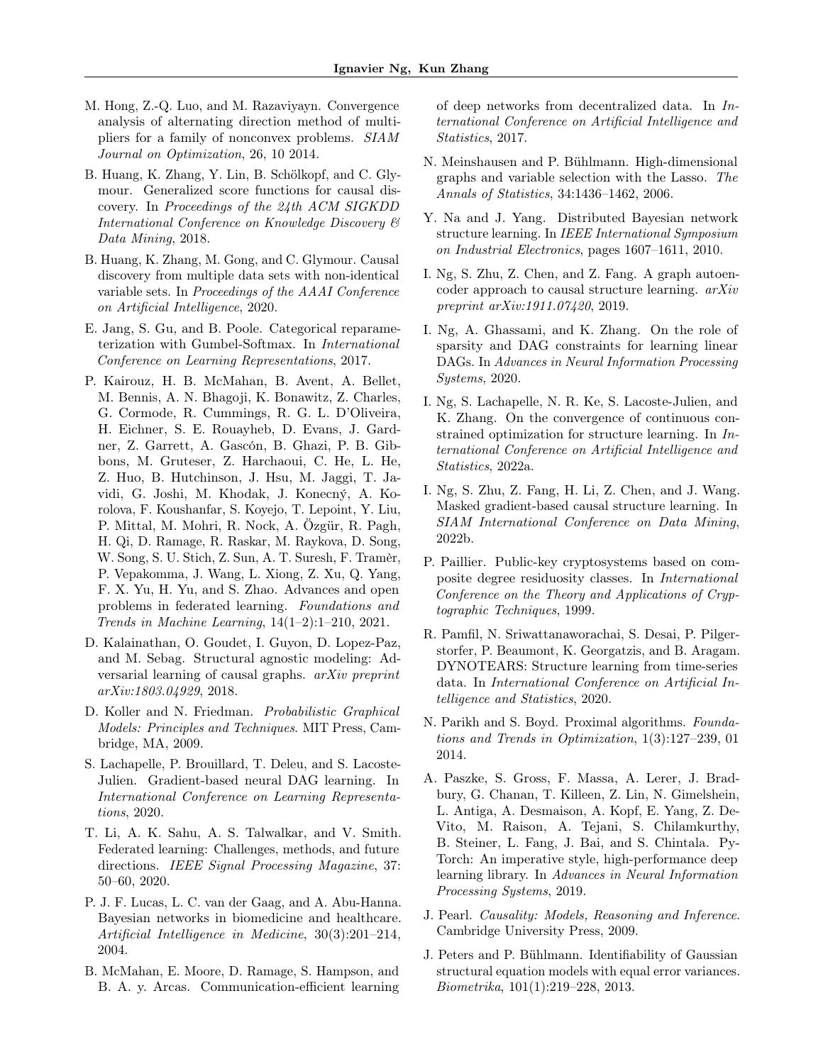M. Hong, Z.-Q. Luo, and M. Razaviyayn. Convergence analysis of alternating direction method of multipliers for a family of nonconvex problems. *SIAM Journal on Optimization*, 26, 10 2014.

B. Huang, K. Zhang, Y. Lin, B. Schölkopf, and C. Glymour. Generalized score functions for causal discovery. In *Proceedings of the 24th ACM SIGKDD International Conference on Knowledge Discovery & Data Mining*, 2018.

B. Huang, K. Zhang, M. Gong, and C. Glymour. Causal discovery from multiple data sets with non-identical variable sets. In *Proceedings of the AAAI Conference on Artificial Intelligence*, 2020.

E. Jang, S. Gu, and B. Poole. Categorical reparameterization with Gumbel-Softmax. In *International Conference on Learning Representations*, 2017.

P. Kairouz, H. B. McMahan, B. Avent, A. Bellet, M. Bennis, A. N. Bhagoji, K. Bonawitz, Z. Charles, G. Cormode, R. Cummings, R. G. L. D'Oliveira, H. Eichner, S. E. Rouayheb, D. Evans, J. Gardner, Z. Garrett, A. Gascón, B. Ghazi, P. B. Gibbons, M. Gruteser, Z. Harchaoui, C. He, L. He, Z. Huo, B. Hutchinson, J. Hsu, M. Jaggi, T. Javidi, G. Joshi, M. Khodak, J. Konecný, A. Korolova, F. Koushanfar, S. Koyejo, T. Lepoint, Y. Liu, P. Mittal, M. Mohri, R. Nock, A. Özgür, R. Pagh, H. Qi, D. Ramage, R. Raskar, M. Raykova, D. Song, W. Song, S. U. Stich, Z. Sun, A. T. Suresh, F. Tramèr, P. Vepakomma, J. Wang, L. Xiong, Z. Xu, Q. Yang, F. X. Yu, H. Yu, and S. Zhao. Advances and open problems in federated learning. *Foundations and Trends in Machine Learning*, 14(1–2):1–210, 2021.

D. Kalainathan, O. Goudet, I. Guyon, D. Lopez-Paz, and M. Sebag. Structural agnostic modeling: Adversarial learning of causal graphs. *arXiv preprint arXiv:1803.04929*, 2018.

D. Koller and N. Friedman. *Probabilistic Graphical Models: Principles and Techniques*. MIT Press, Cambridge, MA, 2009.

S. Lachapelle, P. Brouillard, T. Deleu, and S. Lacoste-Julien. Gradient-based neural DAG learning. In *International Conference on Learning Representations*, 2020.

T. Li, A. K. Sahu, A. S. Talwalkar, and V. Smith. Federated learning: Challenges, methods, and future directions. *IEEE Signal Processing Magazine*, 37: 50–60, 2020.

P. J. F. Lucas, L. C. van der Gaag, and A. Abu-Hanna. Bayesian networks in biomedicine and healthcare. *Artificial Intelligence in Medicine*, 30(3):201–214, 2004.

B. McMahan, E. Moore, D. Ramage, S. Hampson, and B. A. y. Arcas. Communication-efficient learning of deep networks from decentralized data. In *International Conference on Artificial Intelligence and Statistics*, 2017.

N. Meinshausen and P. Bühlmann. High-dimensional graphs and variable selection with the Lasso. *The Annals of Statistics*, 34:1436–1462, 2006.

Y. Na and J. Yang. Distributed Bayesian network structure learning. In *IEEE International Symposium on Industrial Electronics*, pages 1607–1611, 2010.

I. Ng, S. Zhu, Z. Chen, and Z. Fang. A graph autoencoder approach to causal structure learning. *arXiv preprint arXiv:1911.07420*, 2019.

I. Ng, A. Ghassami, and K. Zhang. On the role of sparsity and DAG constraints for learning linear DAGs. In *Advances in Neural Information Processing Systems*, 2020.

I. Ng, S. Lachapelle, N. R. Ke, S. Lacoste-Julien, and K. Zhang. On the convergence of continuous constrained optimization for structure learning. In *International Conference on Artificial Intelligence and Statistics*, 2022a.

I. Ng, S. Zhu, Z. Fang, H. Li, Z. Chen, and J. Wang. Masked gradient-based causal structure learning. In *SIAM International Conference on Data Mining*, 2022b.

P. Paillier. Public-key cryptosystems based on composite degree residuosity classes. In *International Conference on the Theory and Applications of Cryptographic Techniques*, 1999.

R. Pamfil, N. Sriwattanaworachai, S. Desai, P. Pilgerstorfer, P. Beaumont, K. Georgatzis, and B. Aragam. DYNOTEARS: Structure learning from time-series data. In *International Conference on Artificial Intelligence and Statistics*, 2020.

N. Parikh and S. Boyd. Proximal algorithms. *Foundations and Trends in Optimization*, 1(3):127–239, 01 2014.

A. Paszke, S. Gross, F. Massa, A. Lerer, J. Bradbury, G. Chanan, T. Killeen, Z. Lin, N. Gimelshein, L. Antiga, A. Desmaison, A. Kopf, E. Yang, Z. DeVito, M. Raison, A. Tejani, S. Chilamkurthy, B. Steiner, L. Fang, J. Bai, and S. Chintala. PyTorch: An imperative style, high-performance deep learning library. In *Advances in Neural Information Processing Systems*, 2019.

J. Pearl. *Causality: Models, Reasoning and Inference*. Cambridge University Press, 2009.

J. Peters and P. Bühlmann. Identifiability of Gaussian structural equation models with equal error variances. *Biometrika*, 101(1):219–228, 2013.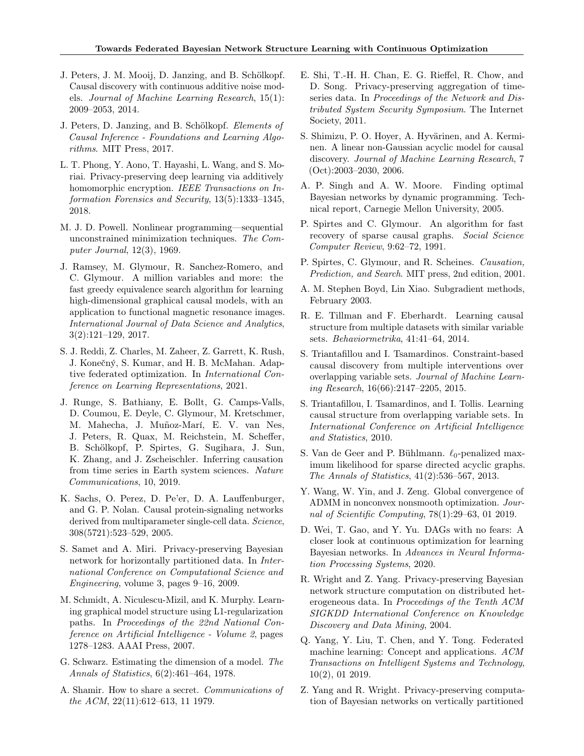J. Peters, J. M. Mooij, D. Janzing, and B. Schölkopf. Causal discovery with continuous additive noise models. *Journal of Machine Learning Research*, 15(1): 2009–2053, 2014.

J. Peters, D. Janzing, and B. Schölkopf. *Elements of Causal Inference - Foundations and Learning Algorithms*. MIT Press, 2017.

L. T. Phong, Y. Aono, T. Hayashi, L. Wang, and S. Moriai. Privacy-preserving deep learning via additively homomorphic encryption. *IEEE Transactions on Information Forensics and Security*, 13(5):1333–1345, 2018.

M. J. D. Powell. Nonlinear programming—sequential unconstrained minimization techniques. *The Computer Journal*, 12(3), 1969.

J. Ramsey, M. Glymour, R. Sanchez-Romero, and C. Glymour. A million variables and more: the fast greedy equivalence search algorithm for learning high-dimensional graphical causal models, with an application to functional magnetic resonance images. *International Journal of Data Science and Analytics*, 3(2):121–129, 2017.

S. J. Reddi, Z. Charles, M. Zaheer, Z. Garrett, K. Rush, J. Konečný, S. Kumar, and H. B. McMahan. Adaptive federated optimization. In *International Conference on Learning Representations*, 2021.

J. Runge, S. Bathiany, E. Bollt, G. Camps-Valls, D. Coumou, E. Deyle, C. Glymour, M. Kretschmer, M. Mahecha, J. Muñoz-Marí, E. V. van Nes, J. Peters, R. Quax, M. Reichstein, M. Scheffer, B. Schölkopf, P. Spirtes, G. Sugihara, J. Sun, K. Zhang, and J. Zscheischler. Inferring causation from time series in Earth system sciences. *Nature Communications*, 10, 2019.

K. Sachs, O. Perez, D. Pe'er, D. A. Lauffenburger, and G. P. Nolan. Causal protein-signaling networks derived from multiparameter single-cell data. *Science*, 308(5721):523–529, 2005.

S. Samet and A. Miri. Privacy-preserving Bayesian network for horizontally partitioned data. In *International Conference on Computational Science and Engineering*, volume 3, pages 9–16, 2009.

M. Schmidt, A. Niculescu-Mizil, and K. Murphy. Learning graphical model structure using L1-regularization paths. In *Proceedings of the 22nd National Conference on Artificial Intelligence - Volume 2*, pages 1278–1283. AAAI Press, 2007.

G. Schwarz. Estimating the dimension of a model. *The Annals of Statistics*, 6(2):461–464, 1978.

A. Shamir. How to share a secret. *Communications of the ACM*, 22(11):612–613, 11 1979.

E. Shi, T.-H. H. Chan, E. G. Rieffel, R. Chow, and D. Song. Privacy-preserving aggregation of time-series data. In *Proceedings of the Network and Distributed System Security Symposium*. The Internet Society, 2011.

S. Shimizu, P. O. Hoyer, A. Hyvärinen, and A. Kerminen. A linear non-Gaussian acyclic model for causal discovery. *Journal of Machine Learning Research*, 7 (Oct):2003–2030, 2006.

A. P. Singh and A. W. Moore. Finding optimal Bayesian networks by dynamic programming. Technical report, Carnegie Mellon University, 2005.

P. Spirtes and C. Glymour. An algorithm for fast recovery of sparse causal graphs. *Social Science Computer Review*, 9:62–72, 1991.

P. Spirtes, C. Glymour, and R. Scheines. *Causation, Prediction, and Search*. MIT press, 2nd edition, 2001.

A. M. Stephen Boyd, Lin Xiao. Subgradient methods, February 2003.

R. E. Tillman and F. Eberhardt. Learning causal structure from multiple datasets with similar variable sets. *Behaviormetrika*, 41:41–64, 2014.

S. Triantafillou and I. Tsamardinos. Constraint-based causal discovery from multiple interventions over overlapping variable sets. *Journal of Machine Learning Research*, 16(66):2147–2205, 2015.

S. Triantafillou, I. Tsamardinos, and I. Tollis. Learning causal structure from overlapping variable sets. In *International Conference on Artificial Intelligence and Statistics*, 2010.

S. Van de Geer and P. Bühlmann. $\ell_0$-penalized maximum likelihood for sparse directed acyclic graphs. *The Annals of Statistics*, 41(2):536–567, 2013.

Y. Wang, W. Yin, and J. Zeng. Global convergence of ADMM in nonconvex nonsmooth optimization. *Journal of Scientific Computing*, 78(1):29–63, 01 2019.

D. Wei, T. Gao, and Y. Yu. DAGs with no fears: A closer look at continuous optimization for learning Bayesian networks. In *Advances in Neural Information Processing Systems*, 2020.

R. Wright and Z. Yang. Privacy-preserving Bayesian network structure computation on distributed heterogeneous data. In *Proceedings of the Tenth ACM SIGKDD International Conference on Knowledge Discovery and Data Mining*, 2004.

Q. Yang, Y. Liu, T. Chen, and Y. Tong. Federated machine learning: Concept and applications. *ACM Transactions on Intelligent Systems and Technology*, 10(2), 01 2019.

Z. Yang and R. Wright. Privacy-preserving computation of Bayesian networks on vertically partitioned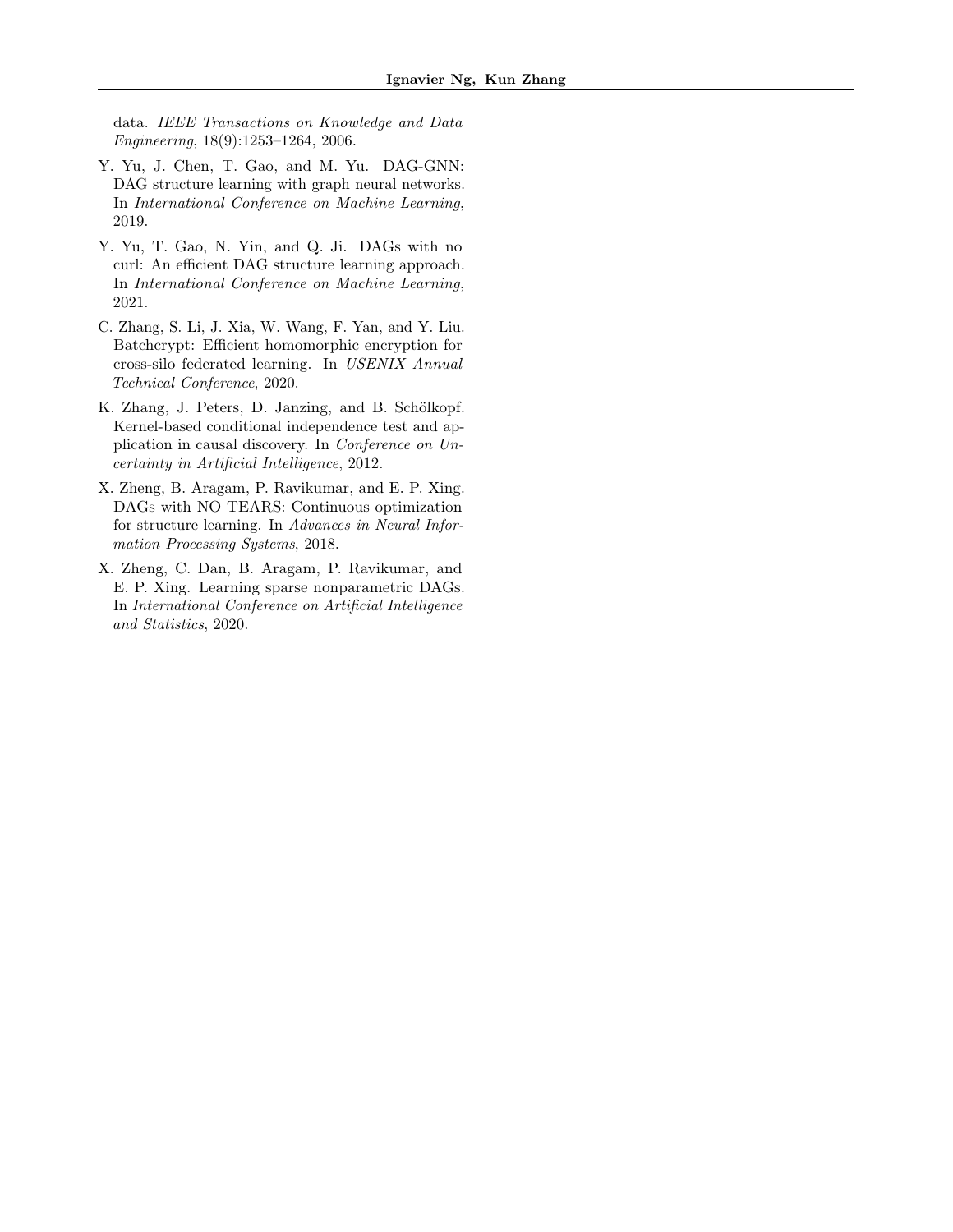data. *IEEE Transactions on Knowledge and Data Engineering*, 18(9):1253–1264, 2006.

Y. Yu, J. Chen, T. Gao, and M. Yu. DAG-GNN: DAG structure learning with graph neural networks. In *International Conference on Machine Learning*, 2019.

Y. Yu, T. Gao, N. Yin, and Q. Ji. DAGs with no curl: An efficient DAG structure learning approach. In *International Conference on Machine Learning*, 2021.

C. Zhang, S. Li, J. Xia, W. Wang, F. Yan, and Y. Liu. Batchcrypt: Efficient homomorphic encryption for cross-silo federated learning. In *USENIX Annual Technical Conference*, 2020.

K. Zhang, J. Peters, D. Janzing, and B. Schölkopf. Kernel-based conditional independence test and application in causal discovery. In *Conference on Uncertainty in Artificial Intelligence*, 2012.

X. Zheng, B. Aragam, P. Ravikumar, and E. P. Xing. DAGs with NO TEARS: Continuous optimization for structure learning. In *Advances in Neural Information Processing Systems*, 2018.

X. Zheng, C. Dan, B. Aragam, P. Ravikumar, and E. P. Xing. Learning sparse nonparametric DAGs. In *International Conference on Artificial Intelligence and Statistics*, 2020.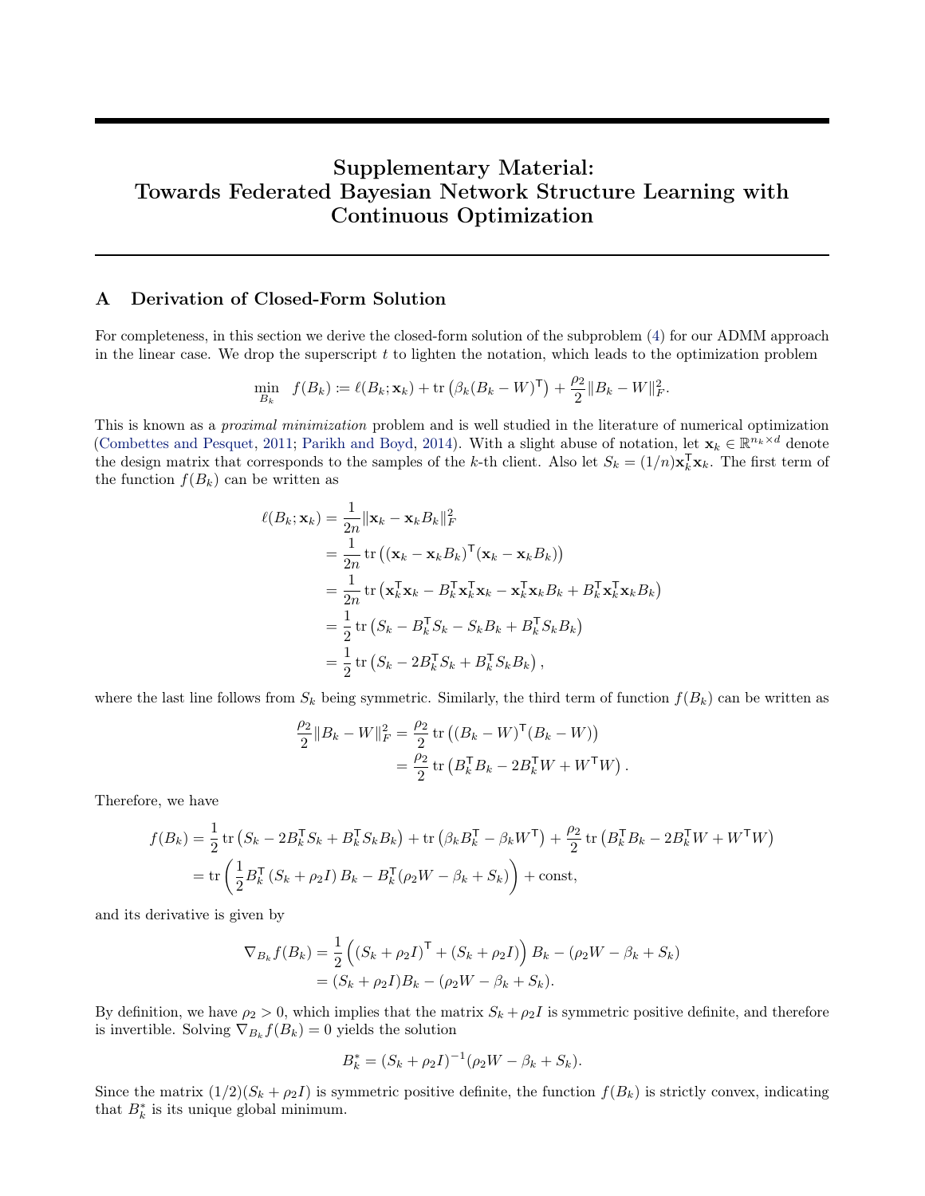# Supplementary Material: Towards Federated Bayesian Network Structure Learning with Continuous Optimization

## A Derivation of Closed-Form Solution

For completeness, in this section we derive the closed-form solution of the subproblem (4) for our ADMM approach in the linear case. We drop the superscript $t$ to lighten the notation, which leads to the optimization problem

$$\min_{B_k} \quad f(B_k) := \ell(B_k; \mathbf{x}_k) + \operatorname{tr}\left(\beta_k (B_k - W)^\mathsf{T}\right) + \frac{\rho_2}{2}\|B_k - W\|_F^2.$$

This is known as a *proximal minimization* problem and is well studied in the literature of numerical optimization (Combettes and Pesquet, 2011; Parikh and Boyd, 2014). With a slight abuse of notation, let $\mathbf{x}_k \in \mathbb{R}^{n_k \times d}$ denote the design matrix that corresponds to the samples of the $k$-th client. Also let $S_k = (1/n)\mathbf{x}_k^\mathsf{T}\mathbf{x}_k$. The first term of the function $f(B_k)$ can be written as

$$\begin{aligned}
\ell(B_k; \mathbf{x}_k) &= \frac{1}{2n}\|\mathbf{x}_k - \mathbf{x}_k B_k\|_F^2 \\
&= \frac{1}{2n}\operatorname{tr}\left((\mathbf{x}_k - \mathbf{x}_k B_k)^\mathsf{T}(\mathbf{x}_k - \mathbf{x}_k B_k)\right) \\
&= \frac{1}{2n}\operatorname{tr}\left(\mathbf{x}_k^\mathsf{T}\mathbf{x}_k - B_k^\mathsf{T}\mathbf{x}_k^\mathsf{T}\mathbf{x}_k - \mathbf{x}_k^\mathsf{T}\mathbf{x}_k B_k + B_k^\mathsf{T}\mathbf{x}_k^\mathsf{T}\mathbf{x}_k B_k\right) \\
&= \frac{1}{2}\operatorname{tr}\left(S_k - B_k^\mathsf{T} S_k - S_k B_k + B_k^\mathsf{T} S_k B_k\right) \\
&= \frac{1}{2}\operatorname{tr}\left(S_k - 2B_k^\mathsf{T} S_k + B_k^\mathsf{T} S_k B_k\right),
\end{aligned}$$

where the last line follows from $S_k$ being symmetric. Similarly, the third term of function $f(B_k)$ can be written as

$$\begin{aligned}
\frac{\rho_2}{2}\|B_k - W\|_F^2 &= \frac{\rho_2}{2}\operatorname{tr}\left((B_k - W)^\mathsf{T}(B_k - W)\right) \\
&= \frac{\rho_2}{2}\operatorname{tr}\left(B_k^\mathsf{T} B_k - 2B_k^\mathsf{T} W + W^\mathsf{T} W\right).
\end{aligned}$$

Therefore, we have

$$\begin{aligned}
f(B_k) &= \frac{1}{2}\operatorname{tr}\left(S_k - 2B_k^\mathsf{T} S_k + B_k^\mathsf{T} S_k B_k\right) + \operatorname{tr}\left(\beta_k B_k^\mathsf{T} - \beta_k W^\mathsf{T}\right) + \frac{\rho_2}{2}\operatorname{tr}\left(B_k^\mathsf{T} B_k - 2B_k^\mathsf{T} W + W^\mathsf{T} W\right) \\
&= \operatorname{tr}\left(\frac{1}{2}B_k^\mathsf{T}\left(S_k + \rho_2 I\right)B_k - B_k^\mathsf{T}(\rho_2 W - \beta_k + S_k)\right) + \text{const},
\end{aligned}$$

and its derivative is given by

$$\begin{aligned}
\nabla_{B_k} f(B_k) &= \frac{1}{2}\left((S_k + \rho_2 I)^\mathsf{T} + (S_k + \rho_2 I)\right)B_k - (\rho_2 W - \beta_k + S_k) \\
&= (S_k + \rho_2 I)B_k - (\rho_2 W - \beta_k + S_k).
\end{aligned}$$

By definition, we have $\rho_2 > 0$, which implies that the matrix $S_k + \rho_2 I$ is symmetric positive definite, and therefore is invertible. Solving $\nabla_{B_k} f(B_k) = 0$ yields the solution

$$B_k^* = (S_k + \rho_2 I)^{-1}(\rho_2 W - \beta_k + S_k).$$

Since the matrix $(1/2)(S_k + \rho_2 I)$ is symmetric positive definite, the function $f(B_k)$ is strictly convex, indicating that $B_k^*$ is its unique global minimum.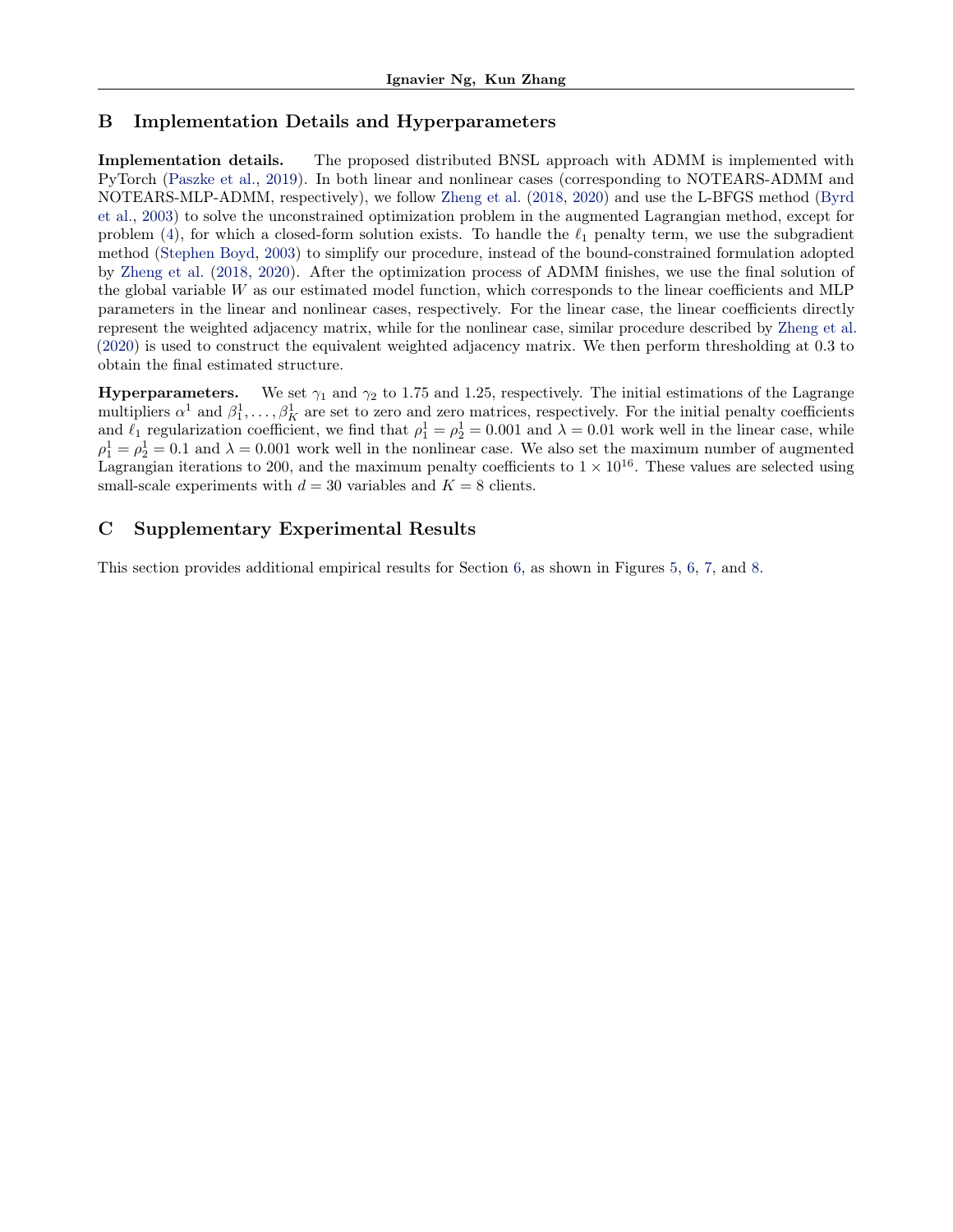## B Implementation Details and Hyperparameters

**Implementation details.** The proposed distributed BNSL approach with ADMM is implemented with PyTorch (Paszke et al., 2019). In both linear and nonlinear cases (corresponding to NOTEARS-ADMM and NOTEARS-MLP-ADMM, respectively), we follow Zheng et al. (2018, 2020) and use the L-BFGS method (Byrd et al., 2003) to solve the unconstrained optimization problem in the augmented Lagrangian method, except for problem (4), for which a closed-form solution exists. To handle the $\ell_1$ penalty term, we use the subgradient method (Stephen Boyd, 2003) to simplify our procedure, instead of the bound-constrained formulation adopted by Zheng et al. (2018, 2020). After the optimization process of ADMM finishes, we use the final solution of the global variable $W$ as our estimated model function, which corresponds to the linear coefficients and MLP parameters in the linear and nonlinear cases, respectively. For the linear case, the linear coefficients directly represent the weighted adjacency matrix, while for the nonlinear case, similar procedure described by Zheng et al. (2020) is used to construct the equivalent weighted adjacency matrix. We then perform thresholding at 0.3 to obtain the final estimated structure.

**Hyperparameters.** We set $\gamma_1$ and $\gamma_2$ to 1.75 and 1.25, respectively. The initial estimations of the Lagrange multipliers $\alpha^1$ and $\beta_1^1, \ldots, \beta_K^1$ are set to zero and zero matrices, respectively. For the initial penalty coefficients and $\ell_1$ regularization coefficient, we find that $\rho_1^1 = \rho_2^1 = 0.001$ and $\lambda = 0.01$ work well in the linear case, while $\rho_1^1 = \rho_2^1 = 0.1$ and $\lambda = 0.001$ work well in the nonlinear case. We also set the maximum number of augmented Lagrangian iterations to 200, and the maximum penalty coefficients to $1 \times 10^{16}$. These values are selected using small-scale experiments with $d = 30$ variables and $K = 8$ clients.

## C Supplementary Experimental Results

This section provides additional empirical results for Section 6, as shown in Figures 5, 6, 7, and 8.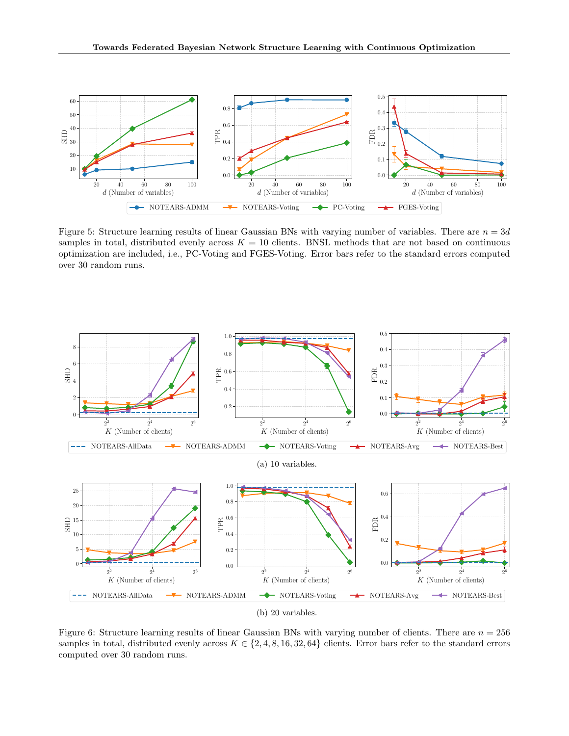Figure 5: Structure learning results of linear Gaussian BNs with varying number of variables. There are $n = 3d$ samples in total, distributed evenly across $K = 10$ clients. BNSL methods that are not based on continuous optimization are included, i.e., PC-Voting and FGES-Voting. Error bars refer to the standard errors computed over 30 random runs.

(a) 10 variables.

(b) 20 variables.

Figure 6: Structure learning results of linear Gaussian BNs with varying number of clients. There are $n = 256$ samples in total, distributed evenly across $K \in \{2, 4, 8, 16, 32, 64\}$ clients. Error bars refer to the standard errors computed over 30 random runs.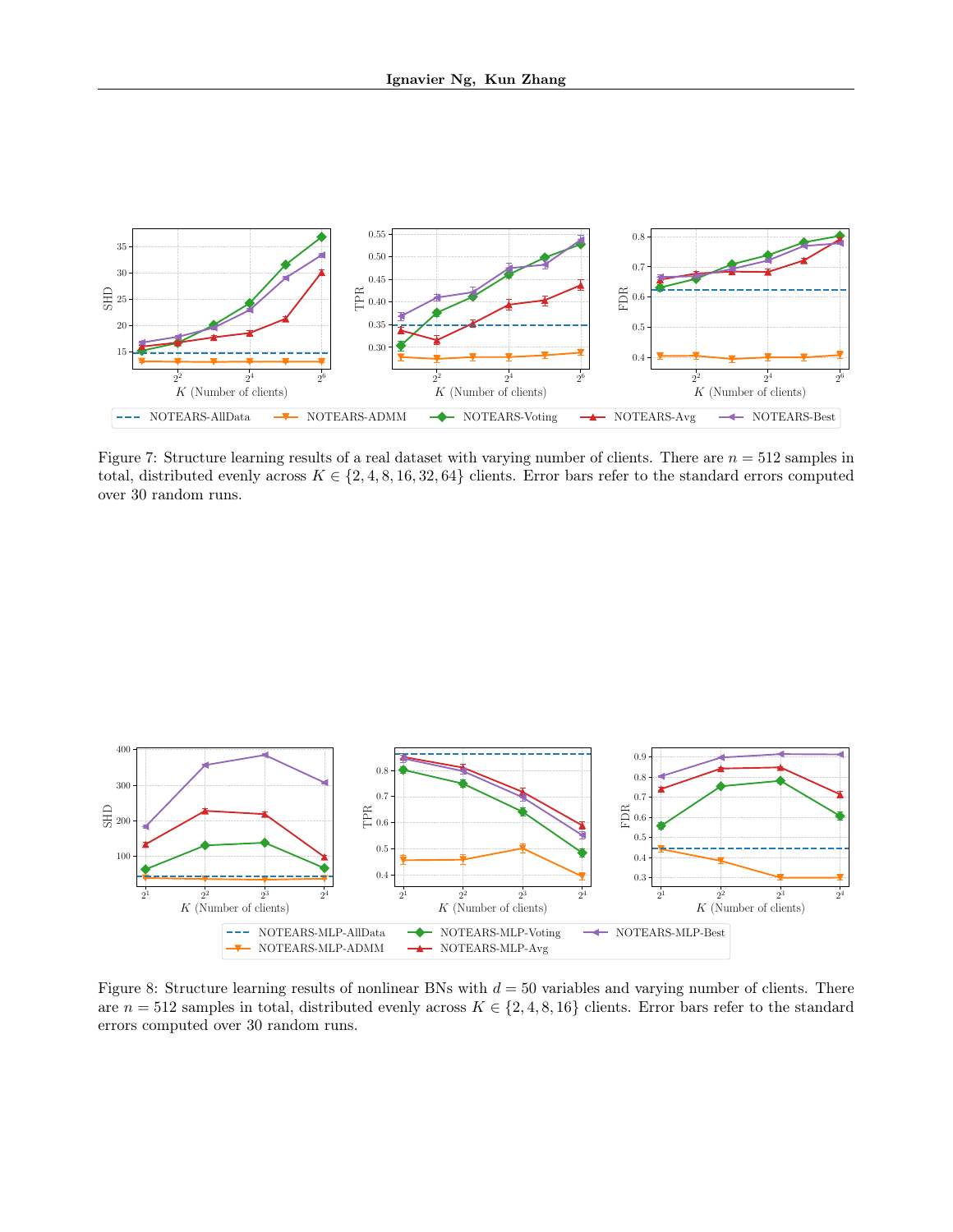SHD

35

30

25

20

15

$2^2$

$2^4$

$2^6$

$K$ (Number of clients)

TPR

0.55

0.50

0.45

0.40

0.35

0.30

$2^2$

$2^4$

$2^6$

$K$ (Number of clients)

FDR

0.8

0.7

0.6

0.5

0.4

$2^2$

$2^4$

$2^6$

$K$ (Number of clients)

NOTEARS-AllData

NOTEARS-ADMM

NOTEARS-Voting

NOTEARS-Avg

NOTEARS-Best

Figure 7: Structure learning results of a real dataset with varying number of clients. There are $n = 512$ samples in total, distributed evenly across $K \in \{2, 4, 8, 16, 32, 64\}$ clients. Error bars refer to the standard errors computed over 30 random runs.

SHD

400

300

200

100

$2^1$

$2^2$

$2^3$

$2^4$

$K$ (Number of clients)

TPR

0.8

0.7

0.6

0.5

0.4

$2^1$

$2^2$

$2^3$

$2^4$

$K$ (Number of clients)

FDR

0.9

0.8

0.7

0.6

0.5

0.4

0.3

$2^1$

$2^2$

$2^3$

$2^4$

$K$ (Number of clients)

NOTEARS-MLP-AllData

NOTEARS-MLP-ADMM

NOTEARS-MLP-Voting

NOTEARS-MLP-Avg

NOTEARS-MLP-Best

Figure 8: Structure learning results of nonlinear BNs with $d = 50$ variables and varying number of clients. There are $n = 512$ samples in total, distributed evenly across $K \in \{2, 4, 8, 16\}$ clients. Error bars refer to the standard errors computed over 30 random runs.